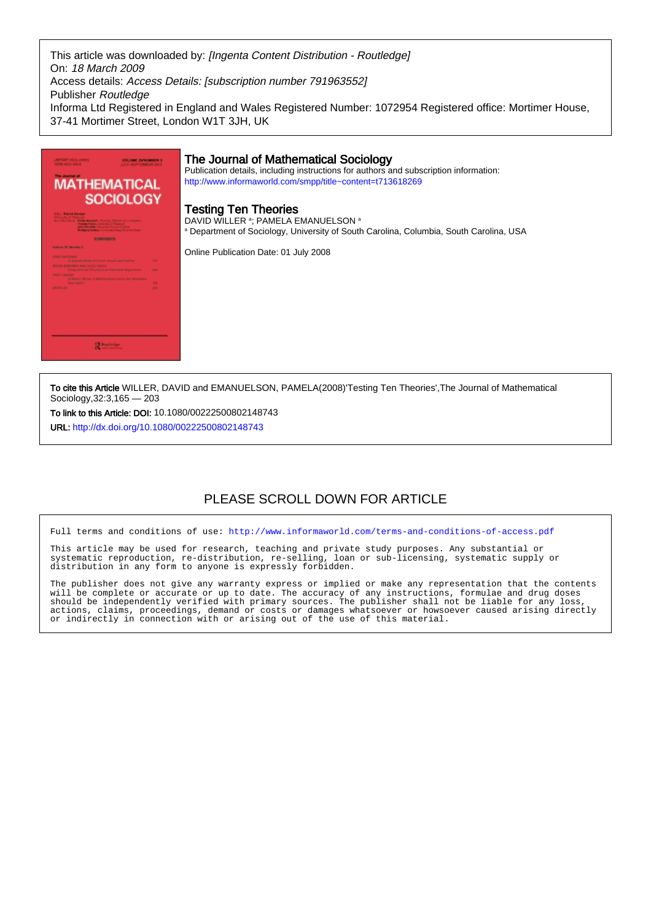This article was downloaded by: *[Ingenta Content Distribution - Routledge]*
On: *18 March 2009*
Access details: *Access Details: [subscription number 791963552]*
Publisher *Routledge*
Informa Ltd Registered in England and Wales Registered Number: 1072954 Registered office: Mortimer House, 37-41 Mortimer Street, London W1T 3JH, UK

## The Journal of Mathematical Sociology

Publication details, including instructions for authors and subscription information:
http://www.informaworld.com/smpp/title~content=t713618269

## Testing Ten Theories

DAVID WILLER [a]; PAMELA EMANUELSON [a]

[a] Department of Sociology, University of South Carolina, Columbia, South Carolina, USA

Online Publication Date: 01 July 2008

**To cite this Article** WILLER, DAVID and EMANUELSON, PAMELA(2008)'Testing Ten Theories',The Journal of Mathematical Sociology,32:3,165 — 203

**To link to this Article: DOI:** 10.1080/00222500802148743

**URL:** http://dx.doi.org/10.1080/00222500802148743

PLEASE SCROLL DOWN FOR ARTICLE

Full terms and conditions of use: http://www.informaworld.com/terms-and-conditions-of-access.pdf

This article may be used for research, teaching and private study purposes. Any substantial or systematic reproduction, re-distribution, re-selling, loan or sub-licensing, systematic supply or distribution in any form to anyone is expressly forbidden.

The publisher does not give any warranty express or implied or make any representation that the contents will be complete or accurate or up to date. The accuracy of any instructions, formulae and drug doses should be independently verified with primary sources. The publisher shall not be liable for any loss, actions, claims, proceedings, demand or costs or damages whatsoever or howsoever caused arising directly or indirectly in connection with or arising out of the use of this material.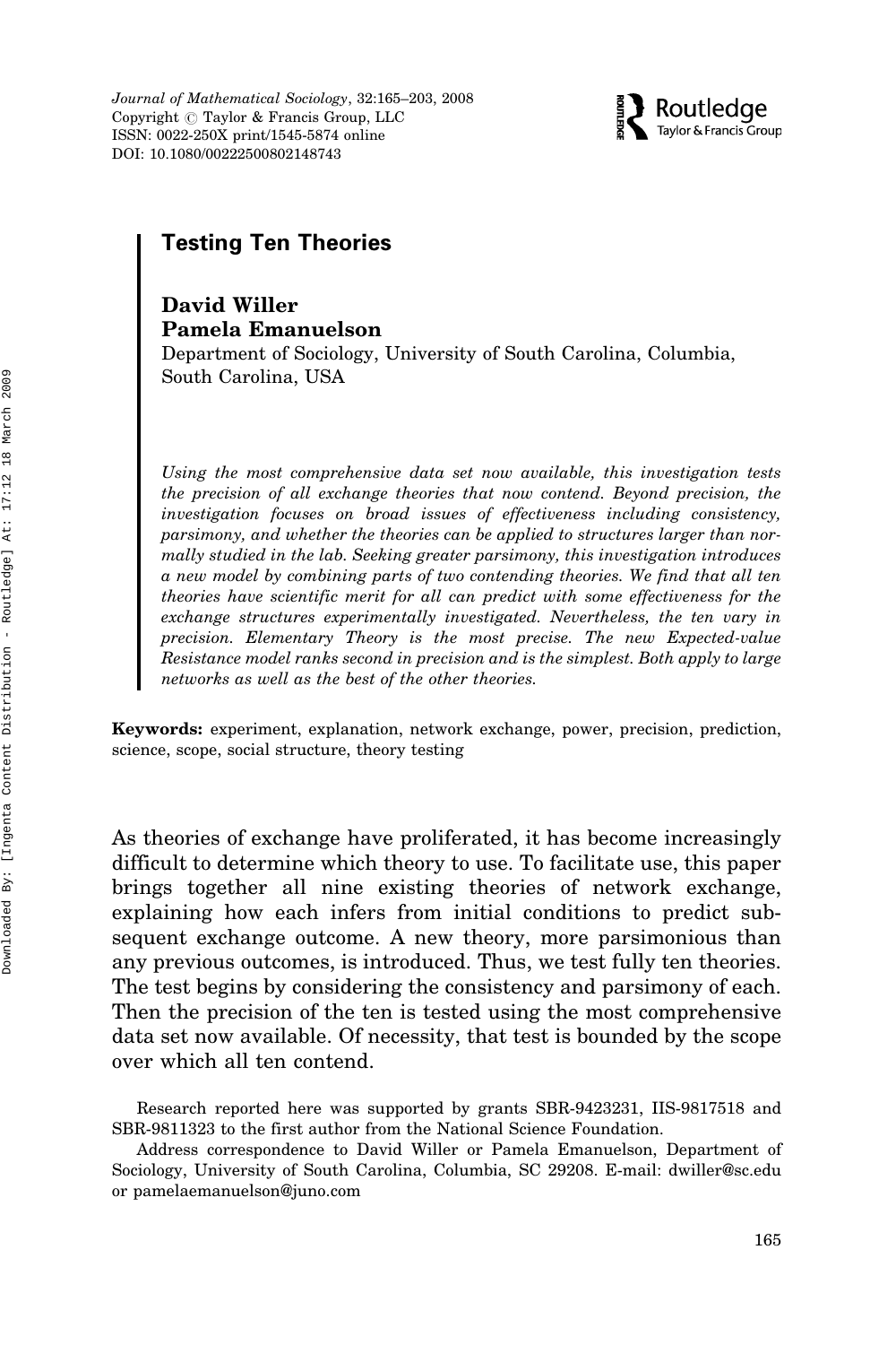# Testing Ten Theories

**David Willer**
**Pamela Emanuelson**
Department of Sociology, University of South Carolina, Columbia, South Carolina, USA

*Using the most comprehensive data set now available, this investigation tests the precision of all exchange theories that now contend. Beyond precision, the investigation focuses on broad issues of effectiveness including consistency, parsimony, and whether the theories can be applied to structures larger than normally studied in the lab. Seeking greater parsimony, this investigation introduces a new model by combining parts of two contending theories. We find that all ten theories have scientific merit for all can predict with some effectiveness for the exchange structures experimentally investigated. Nevertheless, the ten vary in precision. Elementary Theory is the most precise. The new Expected-value Resistance model ranks second in precision and is the simplest. Both apply to large networks as well as the best of the other theories.*

**Keywords:** experiment, explanation, network exchange, power, precision, prediction, science, scope, social structure, theory testing

As theories of exchange have proliferated, it has become increasingly difficult to determine which theory to use. To facilitate use, this paper brings together all nine existing theories of network exchange, explaining how each infers from initial conditions to predict subsequent exchange outcome. A new theory, more parsimonious than any previous outcomes, is introduced. Thus, we test fully ten theories. The test begins by considering the consistency and parsimony of each. Then the precision of the ten is tested using the most comprehensive data set now available. Of necessity, that test is bounded by the scope over which all ten contend.

Research reported here was supported by grants SBR-9423231, IIS-9817518 and SBR-9811323 to the first author from the National Science Foundation.

Address correspondence to David Willer or Pamela Emanuelson, Department of Sociology, University of South Carolina, Columbia, SC 29208. E-mail: dwiller@sc.edu or pamelaemanuelson@juno.com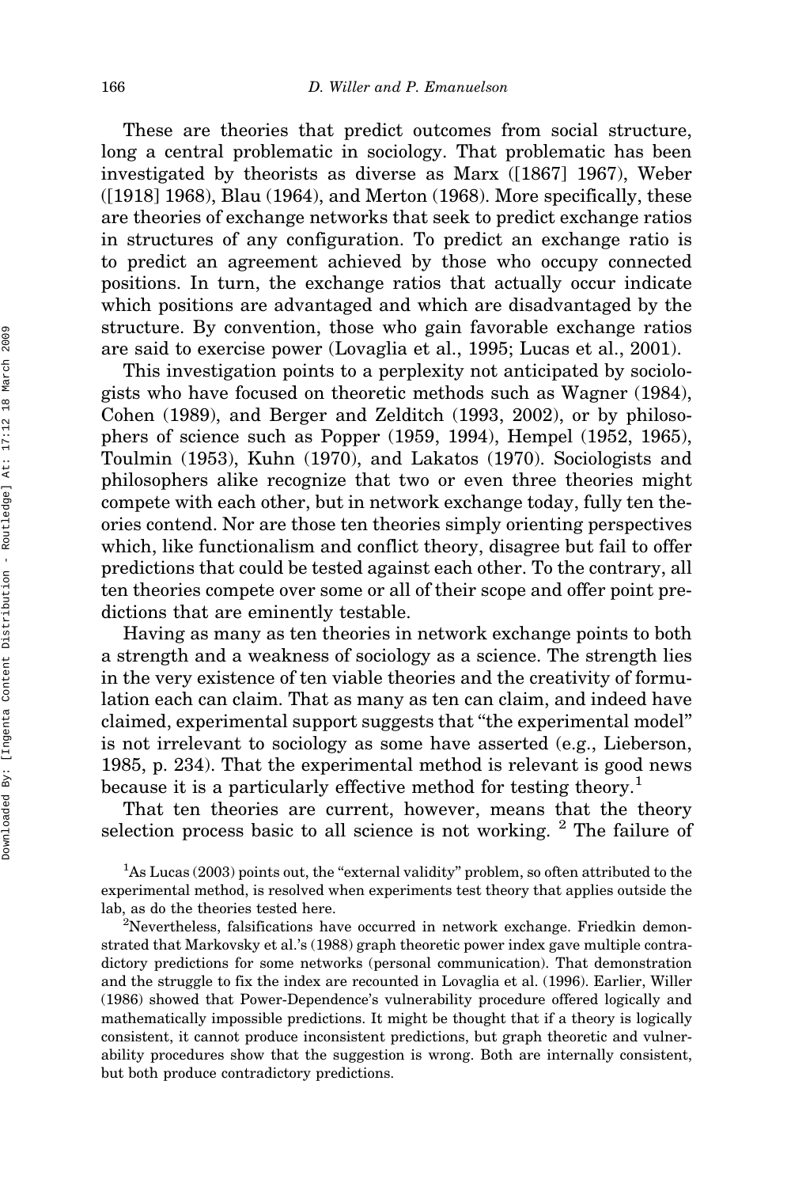These are theories that predict outcomes from social structure, long a central problematic in sociology. That problematic has been investigated by theorists as diverse as Marx ([1867] 1967), Weber ([1918] 1968), Blau (1964), and Merton (1968). More specifically, these are theories of exchange networks that seek to predict exchange ratios in structures of any configuration. To predict an exchange ratio is to predict an agreement achieved by those who occupy connected positions. In turn, the exchange ratios that actually occur indicate which positions are advantaged and which are disadvantaged by the structure. By convention, those who gain favorable exchange ratios are said to exercise power (Lovaglia et al., 1995; Lucas et al., 2001).

This investigation points to a perplexity not anticipated by sociologists who have focused on theoretic methods such as Wagner (1984), Cohen (1989), and Berger and Zelditch (1993, 2002), or by philosophers of science such as Popper (1959, 1994), Hempel (1952, 1965), Toulmin (1953), Kuhn (1970), and Lakatos (1970). Sociologists and philosophers alike recognize that two or even three theories might compete with each other, but in network exchange today, fully ten theories contend. Nor are those ten theories simply orienting perspectives which, like functionalism and conflict theory, disagree but fail to offer predictions that could be tested against each other. To the contrary, all ten theories compete over some or all of their scope and offer point predictions that are eminently testable.

Having as many as ten theories in network exchange points to both a strength and a weakness of sociology as a science. The strength lies in the very existence of ten viable theories and the creativity of formulation each can claim. That as many as ten can claim, and indeed have claimed, experimental support suggests that "the experimental model" is not irrelevant to sociology as some have asserted (e.g., Lieberson, 1985, p. 234). That the experimental method is relevant is good news because it is a particularly effective method for testing theory.[1]

That ten theories are current, however, means that the theory selection process basic to all science is not working. [2] The failure of

[1]As Lucas (2003) points out, the "external validity" problem, so often attributed to the experimental method, is resolved when experiments test theory that applies outside the lab, as do the theories tested here.

[2]Nevertheless, falsifications have occurred in network exchange. Friedkin demonstrated that Markovsky et al.'s (1988) graph theoretic power index gave multiple contradictory predictions for some networks (personal communication). That demonstration and the struggle to fix the index are recounted in Lovaglia et al. (1996). Earlier, Willer (1986) showed that Power-Dependence's vulnerability procedure offered logically and mathematically impossible predictions. It might be thought that if a theory is logically consistent, it cannot produce inconsistent predictions, but graph theoretic and vulnerability procedures show that the suggestion is wrong. Both are internally consistent, but both produce contradictory predictions.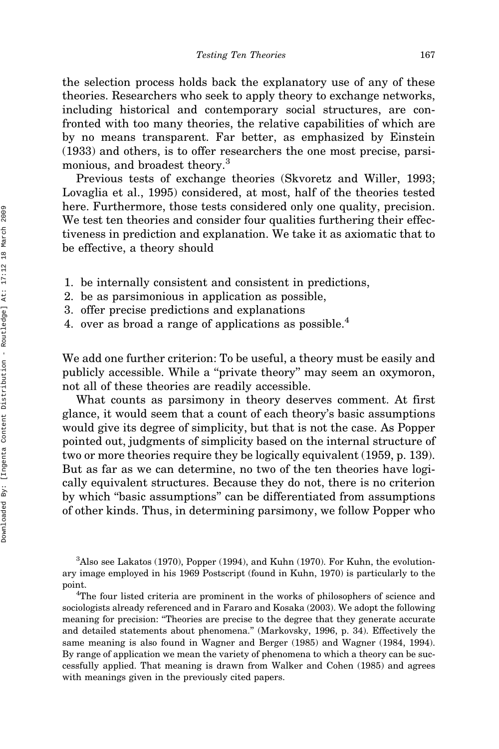the selection process holds back the explanatory use of any of these theories. Researchers who seek to apply theory to exchange networks, including historical and contemporary social structures, are confronted with too many theories, the relative capabilities of which are by no means transparent. Far better, as emphasized by Einstein (1933) and others, is to offer researchers the one most precise, parsimonious, and broadest theory.[3]

Previous tests of exchange theories (Skvoretz and Willer, 1993; Lovaglia et al., 1995) considered, at most, half of the theories tested here. Furthermore, those tests considered only one quality, precision. We test ten theories and consider four qualities furthering their effectiveness in prediction and explanation. We take it as axiomatic that to be effective, a theory should

1. be internally consistent and consistent in predictions,
2. be as parsimonious in application as possible,
3. offer precise predictions and explanations
4. over as broad a range of applications as possible.[4]

We add one further criterion: To be useful, a theory must be easily and publicly accessible. While a "private theory" may seem an oxymoron, not all of these theories are readily accessible.

What counts as parsimony in theory deserves comment. At first glance, it would seem that a count of each theory's basic assumptions would give its degree of simplicity, but that is not the case. As Popper pointed out, judgments of simplicity based on the internal structure of two or more theories require they be logically equivalent (1959, p. 139). But as far as we can determine, no two of the ten theories have logically equivalent structures. Because they do not, there is no criterion by which "basic assumptions" can be differentiated from assumptions of other kinds. Thus, in determining parsimony, we follow Popper who

[3]Also see Lakatos (1970), Popper (1994), and Kuhn (1970). For Kuhn, the evolutionary image employed in his 1969 Postscript (found in Kuhn, 1970) is particularly to the point.

[4]The four listed criteria are prominent in the works of philosophers of science and sociologists already referenced and in Fararo and Kosaka (2003). We adopt the following meaning for precision: "Theories are precise to the degree that they generate accurate and detailed statements about phenomena." (Markovsky, 1996, p. 34). Effectively the same meaning is also found in Wagner and Berger (1985) and Wagner (1984, 1994). By range of application we mean the variety of phenomena to which a theory can be successfully applied. That meaning is drawn from Walker and Cohen (1985) and agrees with meanings given in the previously cited papers.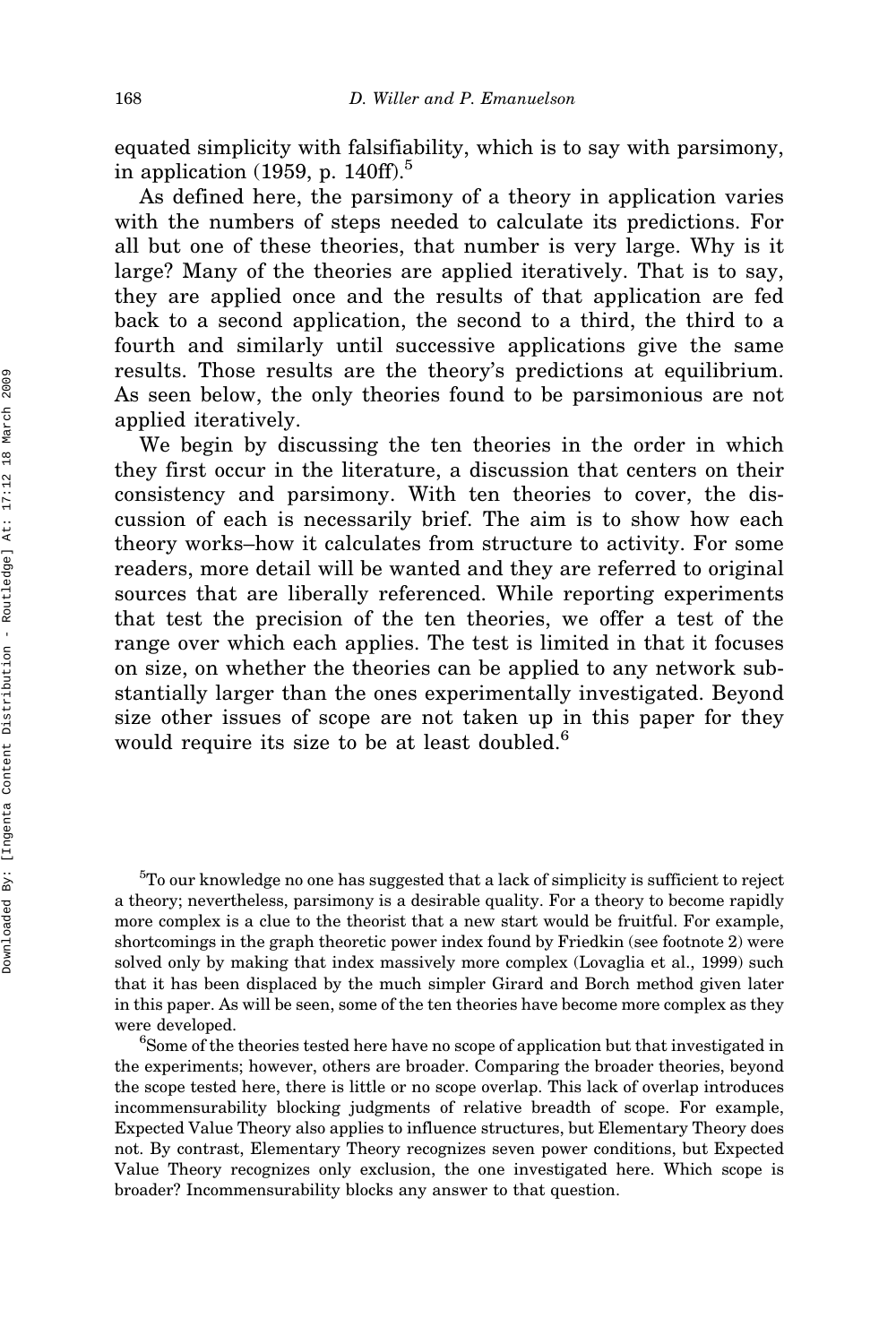equated simplicity with falsifiability, which is to say with parsimony, in application (1959, p. 140ff).[5]

As defined here, the parsimony of a theory in application varies with the numbers of steps needed to calculate its predictions. For all but one of these theories, that number is very large. Why is it large? Many of the theories are applied iteratively. That is to say, they are applied once and the results of that application are fed back to a second application, the second to a third, the third to a fourth and similarly until successive applications give the same results. Those results are the theory's predictions at equilibrium. As seen below, the only theories found to be parsimonious are not applied iteratively.

We begin by discussing the ten theories in the order in which they first occur in the literature, a discussion that centers on their consistency and parsimony. With ten theories to cover, the discussion of each is necessarily brief. The aim is to show how each theory works–how it calculates from structure to activity. For some readers, more detail will be wanted and they are referred to original sources that are liberally referenced. While reporting experiments that test the precision of the ten theories, we offer a test of the range over which each applies. The test is limited in that it focuses on size, on whether the theories can be applied to any network substantially larger than the ones experimentally investigated. Beyond size other issues of scope are not taken up in this paper for they would require its size to be at least doubled.[6]

[5]To our knowledge no one has suggested that a lack of simplicity is sufficient to reject a theory; nevertheless, parsimony is a desirable quality. For a theory to become rapidly more complex is a clue to the theorist that a new start would be fruitful. For example, shortcomings in the graph theoretic power index found by Friedkin (see footnote 2) were solved only by making that index massively more complex (Lovaglia et al., 1999) such that it has been displaced by the much simpler Girard and Borch method given later in this paper. As will be seen, some of the ten theories have become more complex as they were developed.

[6]Some of the theories tested here have no scope of application but that investigated in the experiments; however, others are broader. Comparing the broader theories, beyond the scope tested here, there is little or no scope overlap. This lack of overlap introduces incommensurability blocking judgments of relative breadth of scope. For example, Expected Value Theory also applies to influence structures, but Elementary Theory does not. By contrast, Elementary Theory recognizes seven power conditions, but Expected Value Theory recognizes only exclusion, the one investigated here. Which scope is broader? Incommensurability blocks any answer to that question.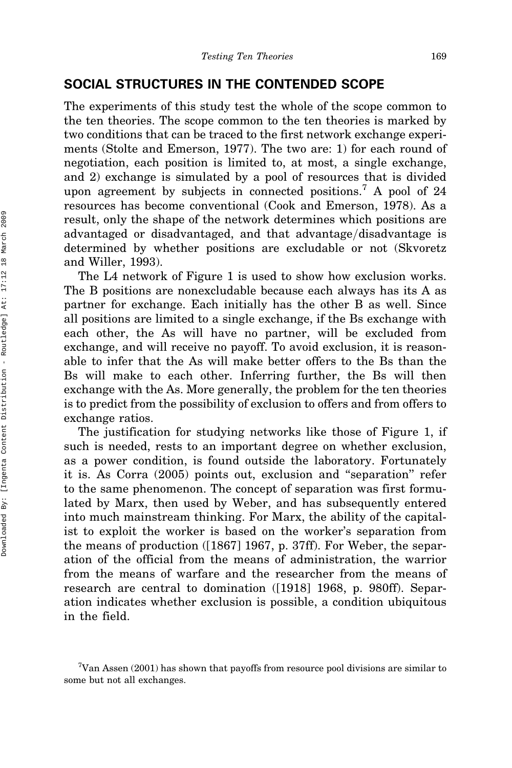## SOCIAL STRUCTURES IN THE CONTENDED SCOPE

The experiments of this study test the whole of the scope common to the ten theories. The scope common to the ten theories is marked by two conditions that can be traced to the first network exchange experiments (Stolte and Emerson, 1977). The two are: 1) for each round of negotiation, each position is limited to, at most, a single exchange, and 2) exchange is simulated by a pool of resources that is divided upon agreement by subjects in connected positions.[7] A pool of 24 resources has become conventional (Cook and Emerson, 1978). As a result, only the shape of the network determines which positions are advantaged or disadvantaged, and that advantage/disadvantage is determined by whether positions are excludable or not (Skvoretz and Willer, 1993).

The L4 network of Figure 1 is used to show how exclusion works. The B positions are nonexcludable because each always has its A as partner for exchange. Each initially has the other B as well. Since all positions are limited to a single exchange, if the Bs exchange with each other, the As will have no partner, will be excluded from exchange, and will receive no payoff. To avoid exclusion, it is reasonable to infer that the As will make better offers to the Bs than the Bs will make to each other. Inferring further, the Bs will then exchange with the As. More generally, the problem for the ten theories is to predict from the possibility of exclusion to offers and from offers to exchange ratios.

The justification for studying networks like those of Figure 1, if such is needed, rests to an important degree on whether exclusion, as a power condition, is found outside the laboratory. Fortunately it is. As Corra (2005) points out, exclusion and "separation" refer to the same phenomenon. The concept of separation was first formulated by Marx, then used by Weber, and has subsequently entered into much mainstream thinking. For Marx, the ability of the capitalist to exploit the worker is based on the worker's separation from the means of production ([1867] 1967, p. 37ff). For Weber, the separation of the official from the means of administration, the warrior from the means of warfare and the researcher from the means of research are central to domination ([1918] 1968, p. 980ff). Separation indicates whether exclusion is possible, a condition ubiquitous in the field.

[7] Van Assen (2001) has shown that payoffs from resource pool divisions are similar to some but not all exchanges.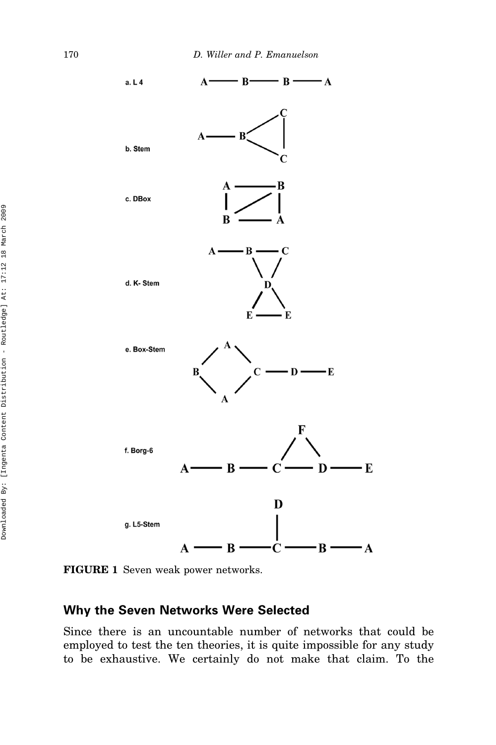a. L 4

b. Stem

c. DBox

d. K- Stem

e. Box-Stem

f. Borg-6

g. L5-Stem

**FIGURE 1** Seven weak power networks.

## Why the Seven Networks Were Selected

Since there is an uncountable number of networks that could be employed to test the ten theories, it is quite impossible for any study to be exhaustive. We certainly do not make that claim. To the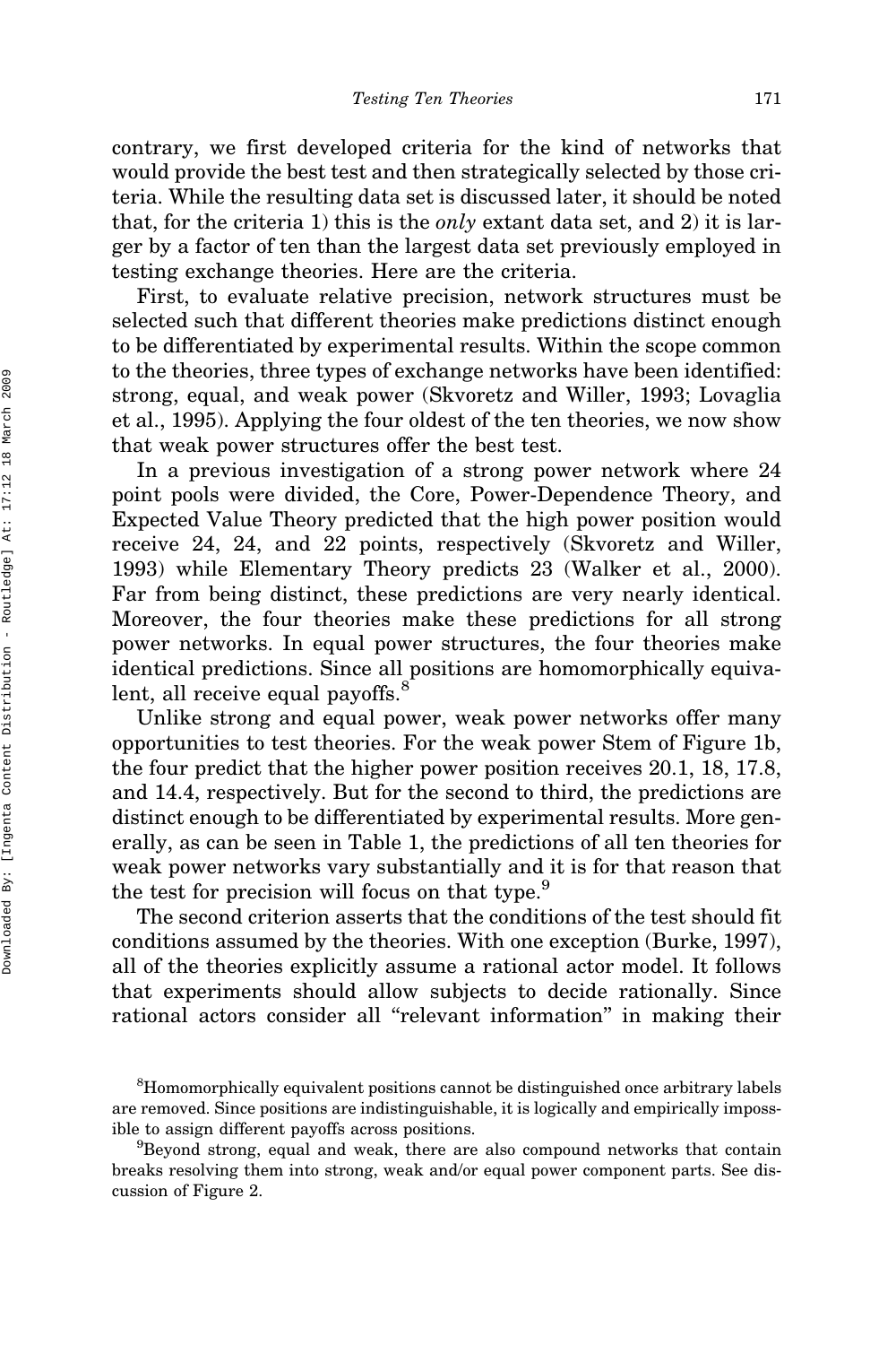contrary, we first developed criteria for the kind of networks that would provide the best test and then strategically selected by those criteria. While the resulting data set is discussed later, it should be noted that, for the criteria 1) this is the *only* extant data set, and 2) it is larger by a factor of ten than the largest data set previously employed in testing exchange theories. Here are the criteria.

First, to evaluate relative precision, network structures must be selected such that different theories make predictions distinct enough to be differentiated by experimental results. Within the scope common to the theories, three types of exchange networks have been identified: strong, equal, and weak power (Skvoretz and Willer, 1993; Lovaglia et al., 1995). Applying the four oldest of the ten theories, we now show that weak power structures offer the best test.

In a previous investigation of a strong power network where 24 point pools were divided, the Core, Power-Dependence Theory, and Expected Value Theory predicted that the high power position would receive 24, 24, and 22 points, respectively (Skvoretz and Willer, 1993) while Elementary Theory predicts 23 (Walker et al., 2000). Far from being distinct, these predictions are very nearly identical. Moreover, the four theories make these predictions for all strong power networks. In equal power structures, the four theories make identical predictions. Since all positions are homomorphically equivalent, all receive equal payoffs.[8]

Unlike strong and equal power, weak power networks offer many opportunities to test theories. For the weak power Stem of Figure 1b, the four predict that the higher power position receives 20.1, 18, 17.8, and 14.4, respectively. But for the second to third, the predictions are distinct enough to be differentiated by experimental results. More generally, as can be seen in Table 1, the predictions of all ten theories for weak power networks vary substantially and it is for that reason that the test for precision will focus on that type.[9]

The second criterion asserts that the conditions of the test should fit conditions assumed by the theories. With one exception (Burke, 1997), all of the theories explicitly assume a rational actor model. It follows that experiments should allow subjects to decide rationally. Since rational actors consider all "relevant information" in making their

[8]Homomorphically equivalent positions cannot be distinguished once arbitrary labels are removed. Since positions are indistinguishable, it is logically and empirically impossible to assign different payoffs across positions.

[9]Beyond strong, equal and weak, there are also compound networks that contain breaks resolving them into strong, weak and/or equal power component parts. See discussion of Figure 2.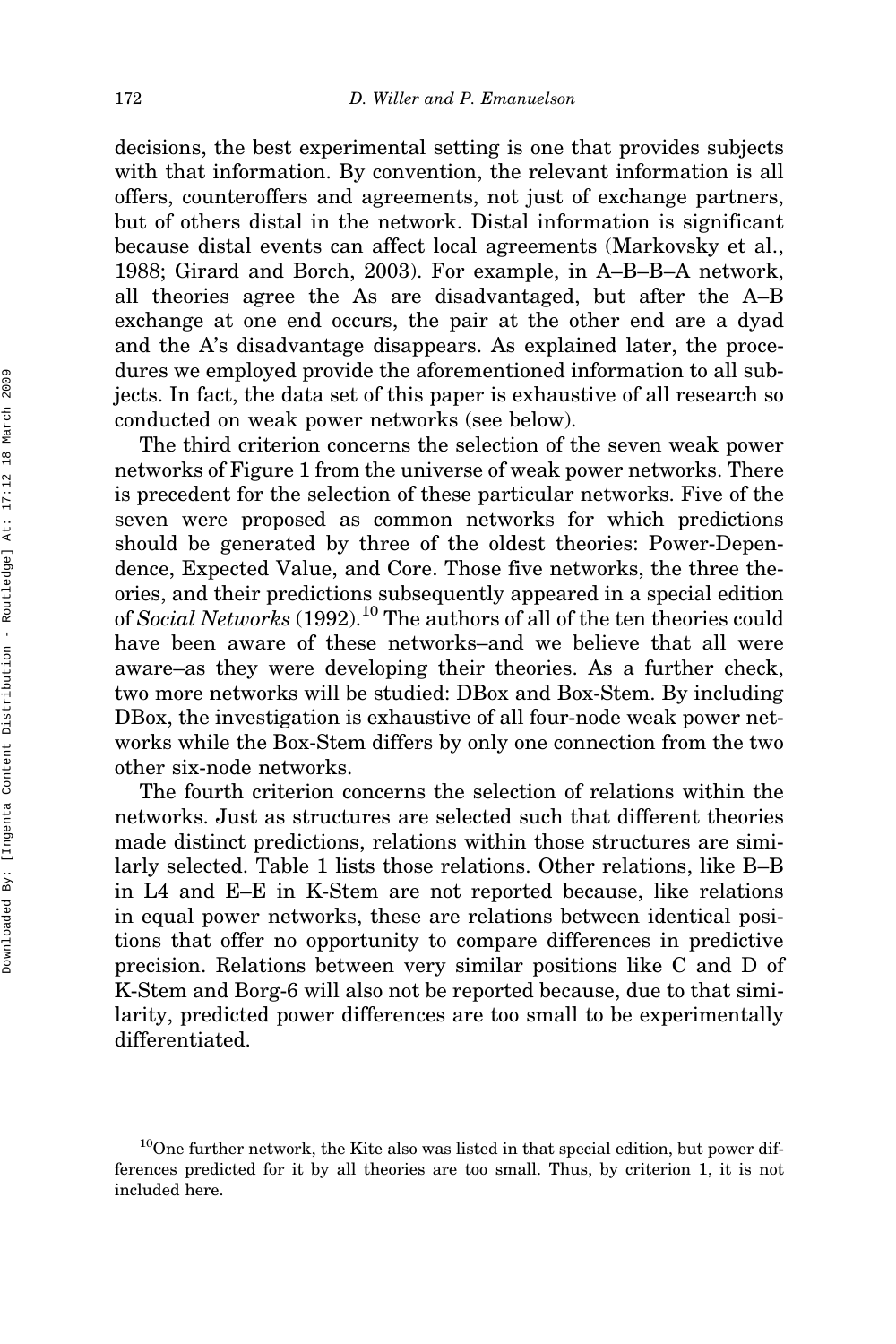decisions, the best experimental setting is one that provides subjects with that information. By convention, the relevant information is all offers, counteroffers and agreements, not just of exchange partners, but of others distal in the network. Distal information is significant because distal events can affect local agreements (Markovsky et al., 1988; Girard and Borch, 2003). For example, in A–B–B–A network, all theories agree the As are disadvantaged, but after the A–B exchange at one end occurs, the pair at the other end are a dyad and the A's disadvantage disappears. As explained later, the procedures we employed provide the aforementioned information to all subjects. In fact, the data set of this paper is exhaustive of all research so conducted on weak power networks (see below).

The third criterion concerns the selection of the seven weak power networks of Figure 1 from the universe of weak power networks. There is precedent for the selection of these particular networks. Five of the seven were proposed as common networks for which predictions should be generated by three of the oldest theories: Power-Dependence, Expected Value, and Core. Those five networks, the three theories, and their predictions subsequently appeared in a special edition of *Social Networks* (1992).[10] The authors of all of the ten theories could have been aware of these networks–and we believe that all were aware–as they were developing their theories. As a further check, two more networks will be studied: DBox and Box-Stem. By including DBox, the investigation is exhaustive of all four-node weak power networks while the Box-Stem differs by only one connection from the two other six-node networks.

The fourth criterion concerns the selection of relations within the networks. Just as structures are selected such that different theories made distinct predictions, relations within those structures are similarly selected. Table 1 lists those relations. Other relations, like B–B in L4 and E–E in K-Stem are not reported because, like relations in equal power networks, these are relations between identical positions that offer no opportunity to compare differences in predictive precision. Relations between very similar positions like C and D of K-Stem and Borg-6 will also not be reported because, due to that similarity, predicted power differences are too small to be experimentally differentiated.

[10]One further network, the Kite also was listed in that special edition, but power differences predicted for it by all theories are too small. Thus, by criterion 1, it is not included here.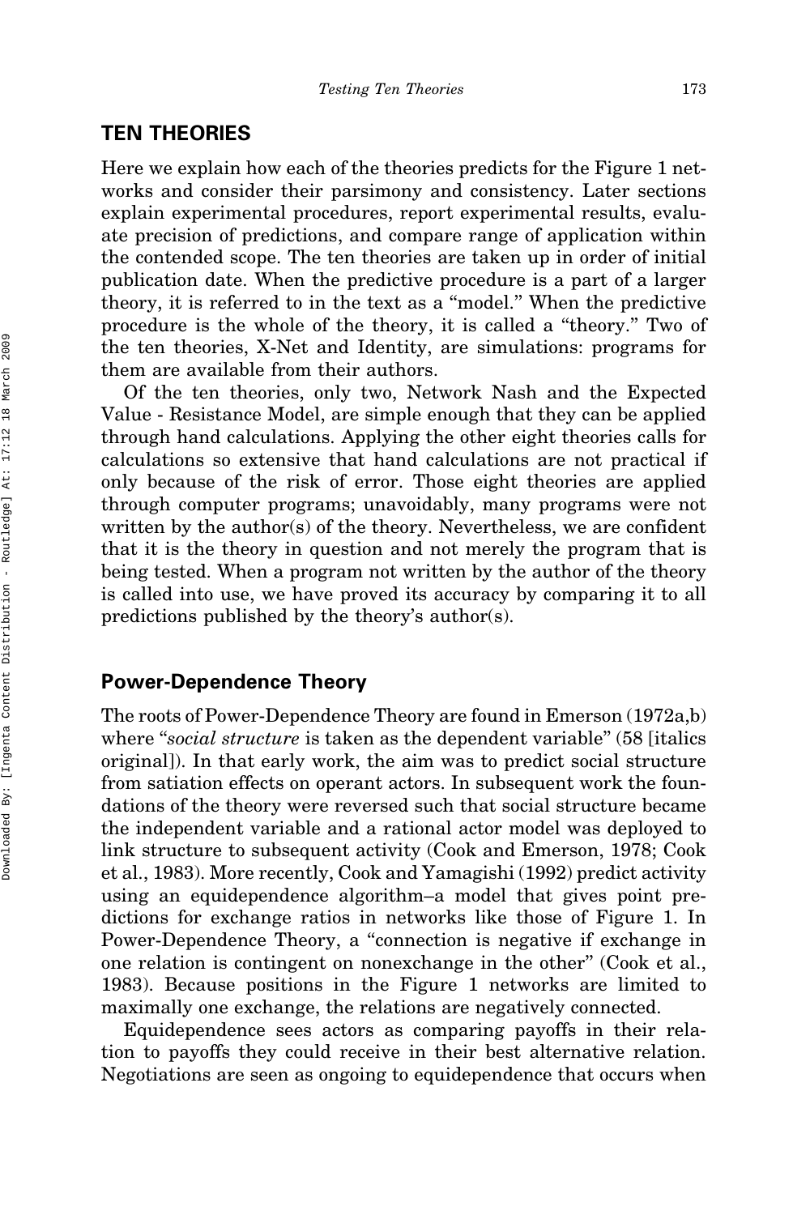## TEN THEORIES

Here we explain how each of the theories predicts for the Figure 1 networks and consider their parsimony and consistency. Later sections explain experimental procedures, report experimental results, evaluate precision of predictions, and compare range of application within the contended scope. The ten theories are taken up in order of initial publication date. When the predictive procedure is a part of a larger theory, it is referred to in the text as a "model." When the predictive procedure is the whole of the theory, it is called a "theory." Two of the ten theories, X-Net and Identity, are simulations: programs for them are available from their authors.

Of the ten theories, only two, Network Nash and the Expected Value - Resistance Model, are simple enough that they can be applied through hand calculations. Applying the other eight theories calls for calculations so extensive that hand calculations are not practical if only because of the risk of error. Those eight theories are applied through computer programs; unavoidably, many programs were not written by the author(s) of the theory. Nevertheless, we are confident that it is the theory in question and not merely the program that is being tested. When a program not written by the author of the theory is called into use, we have proved its accuracy by comparing it to all predictions published by the theory's author(s).

### Power-Dependence Theory

The roots of Power-Dependence Theory are found in Emerson (1972a,b) where "*social structure* is taken as the dependent variable" (58 [italics original]). In that early work, the aim was to predict social structure from satiation effects on operant actors. In subsequent work the foundations of the theory were reversed such that social structure became the independent variable and a rational actor model was deployed to link structure to subsequent activity (Cook and Emerson, 1978; Cook et al., 1983). More recently, Cook and Yamagishi (1992) predict activity using an equidependence algorithm–a model that gives point predictions for exchange ratios in networks like those of Figure 1. In Power-Dependence Theory, a "connection is negative if exchange in one relation is contingent on nonexchange in the other" (Cook et al., 1983). Because positions in the Figure 1 networks are limited to maximally one exchange, the relations are negatively connected.

Equidependence sees actors as comparing payoffs in their relation to payoffs they could receive in their best alternative relation. Negotiations are seen as ongoing to equidependence that occurs when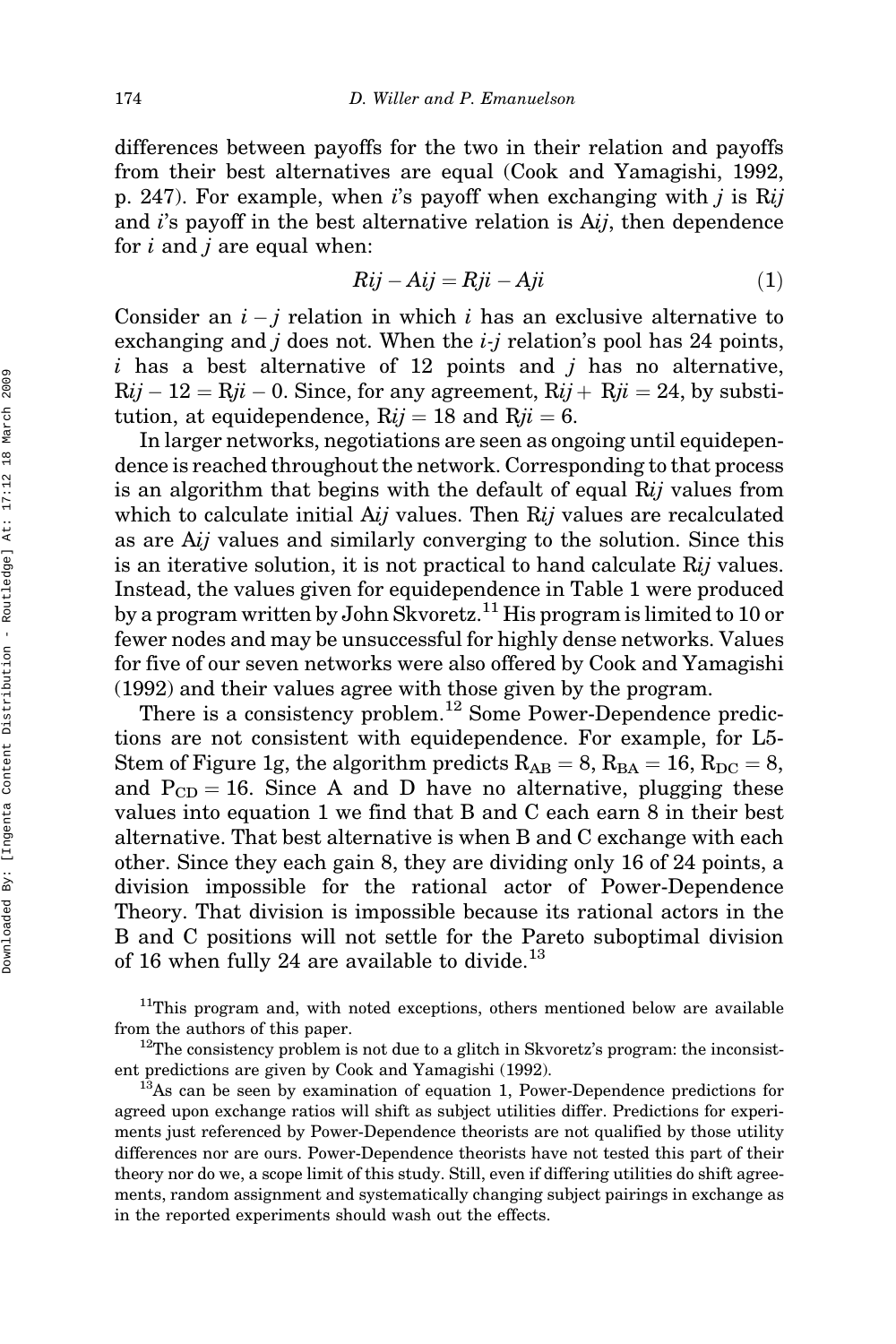differences between payoffs for the two in their relation and payoffs from their best alternatives are equal (Cook and Yamagishi, 1992, p. 247). For example, when $i$'s payoff when exchanging with $j$ is R$ij$ and $i$'s payoff in the best alternative relation is A$ij$, then dependence for $i$ and $j$ are equal when:

$$Rij - Aij = Rji - Aji \tag{1}$$

Consider an $i - j$ relation in which $i$ has an exclusive alternative to exchanging and $j$ does not. When the $i$-$j$ relation's pool has 24 points, $i$ has a best alternative of 12 points and $j$ has no alternative, $Rij - 12 = Rji - 0$. Since, for any agreement, $Rij + Rji = 24$, by substitution, at equidependence, $Rij = 18$ and $Rji = 6$.

In larger networks, negotiations are seen as ongoing until equidependence is reached throughout the network. Corresponding to that process is an algorithm that begins with the default of equal R$ij$ values from which to calculate initial A$ij$ values. Then R$ij$ values are recalculated as are A$ij$ values and similarly converging to the solution. Since this is an iterative solution, it is not practical to hand calculate R$ij$ values. Instead, the values given for equidependence in Table 1 were produced by a program written by John Skvoretz.[11] His program is limited to 10 or fewer nodes and may be unsuccessful for highly dense networks. Values for five of our seven networks were also offered by Cook and Yamagishi (1992) and their values agree with those given by the program.

There is a consistency problem.[12] Some Power-Dependence predictions are not consistent with equidependence. For example, for L5-Stem of Figure 1g, the algorithm predicts $R_{AB} = 8$, $R_{BA} = 16$, $R_{DC} = 8$, and $P_{CD} = 16$. Since A and D have no alternative, plugging these values into equation 1 we find that B and C each earn 8 in their best alternative. That best alternative is when B and C exchange with each other. Since they each gain 8, they are dividing only 16 of 24 points, a division impossible for the rational actor of Power-Dependence Theory. That division is impossible because its rational actors in the B and C positions will not settle for the Pareto suboptimal division of 16 when fully 24 are available to divide.[13]

[11] This program and, with noted exceptions, others mentioned below are available from the authors of this paper.

[12] The consistency problem is not due to a glitch in Skvoretz's program: the inconsistent predictions are given by Cook and Yamagishi (1992).

[13] As can be seen by examination of equation 1, Power-Dependence predictions for agreed upon exchange ratios will shift as subject utilities differ. Predictions for experiments just referenced by Power-Dependence theorists are not qualified by those utility differences nor are ours. Power-Dependence theorists have not tested this part of their theory nor do we, a scope limit of this study. Still, even if differing utilities do shift agreements, random assignment and systematically changing subject pairings in exchange as in the reported experiments should wash out the effects.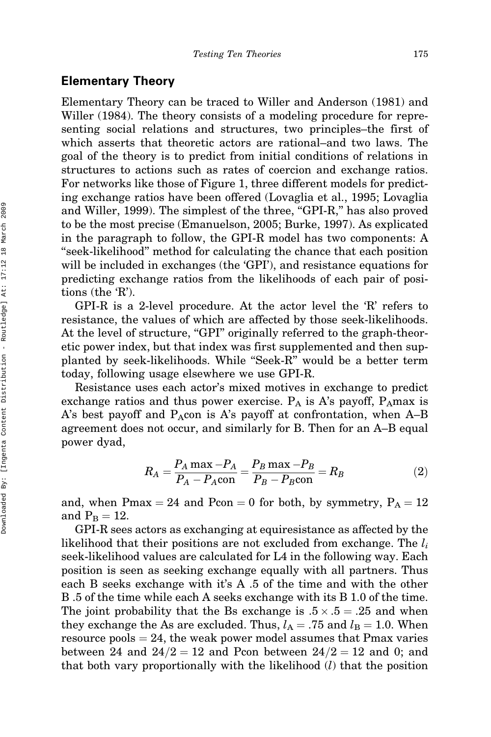## Elementary Theory

Elementary Theory can be traced to Willer and Anderson (1981) and Willer (1984). The theory consists of a modeling procedure for representing social relations and structures, two principles–the first of which asserts that theoretic actors are rational–and two laws. The goal of the theory is to predict from initial conditions of relations in structures to actions such as rates of coercion and exchange ratios. For networks like those of Figure 1, three different models for predicting exchange ratios have been offered (Lovaglia et al., 1995; Lovaglia and Willer, 1999). The simplest of the three, "GPI-R," has also proved to be the most precise (Emanuelson, 2005; Burke, 1997). As explicated in the paragraph to follow, the GPI-R model has two components: A "seek-likelihood" method for calculating the chance that each position will be included in exchanges (the 'GPI'), and resistance equations for predicting exchange ratios from the likelihoods of each pair of positions (the 'R').

GPI-R is a 2-level procedure. At the actor level the 'R' refers to resistance, the values of which are affected by those seek-likelihoods. At the level of structure, "GPI" originally referred to the graph-theoretic power index, but that index was first supplemented and then supplanted by seek-likelihoods. While "Seek-R" would be a better term today, following usage elsewhere we use GPI-R.

Resistance uses each actor's mixed motives in exchange to predict exchange ratios and thus power exercise. $P_A$ is A's payoff, $P_A\max$ is A's best payoff and $P_A\text{con}$ is A's payoff at confrontation, when A–B agreement does not occur, and similarly for B. Then for an A–B equal power dyad,

$$R_A = \frac{P_A \max - P_A}{P_A - P_A\text{con}} = \frac{P_B \max - P_B}{P_B - P_B\text{con}} = R_B \tag{2}$$

and, when Pmax = 24 and Pcon = 0 for both, by symmetry, $P_A = 12$ and $P_B = 12$.

GPI-R sees actors as exchanging at equiresistance as affected by the likelihood that their positions are not excluded from exchange. The $l_i$ seek-likelihood values are calculated for L4 in the following way. Each position is seen as seeking exchange equally with all partners. Thus each B seeks exchange with it's A .5 of the time and with the other B .5 of the time while each A seeks exchange with its B 1.0 of the time. The joint probability that the Bs exchange is $.5 \times .5 = .25$ and when they exchange the As are excluded. Thus, $l_A = .75$ and $l_B = 1.0$. When resource pools = 24, the weak power model assumes that Pmax varies between 24 and $24/2 = 12$ and Pcon between $24/2 = 12$ and 0; and that both vary proportionally with the likelihood ($l$) that the position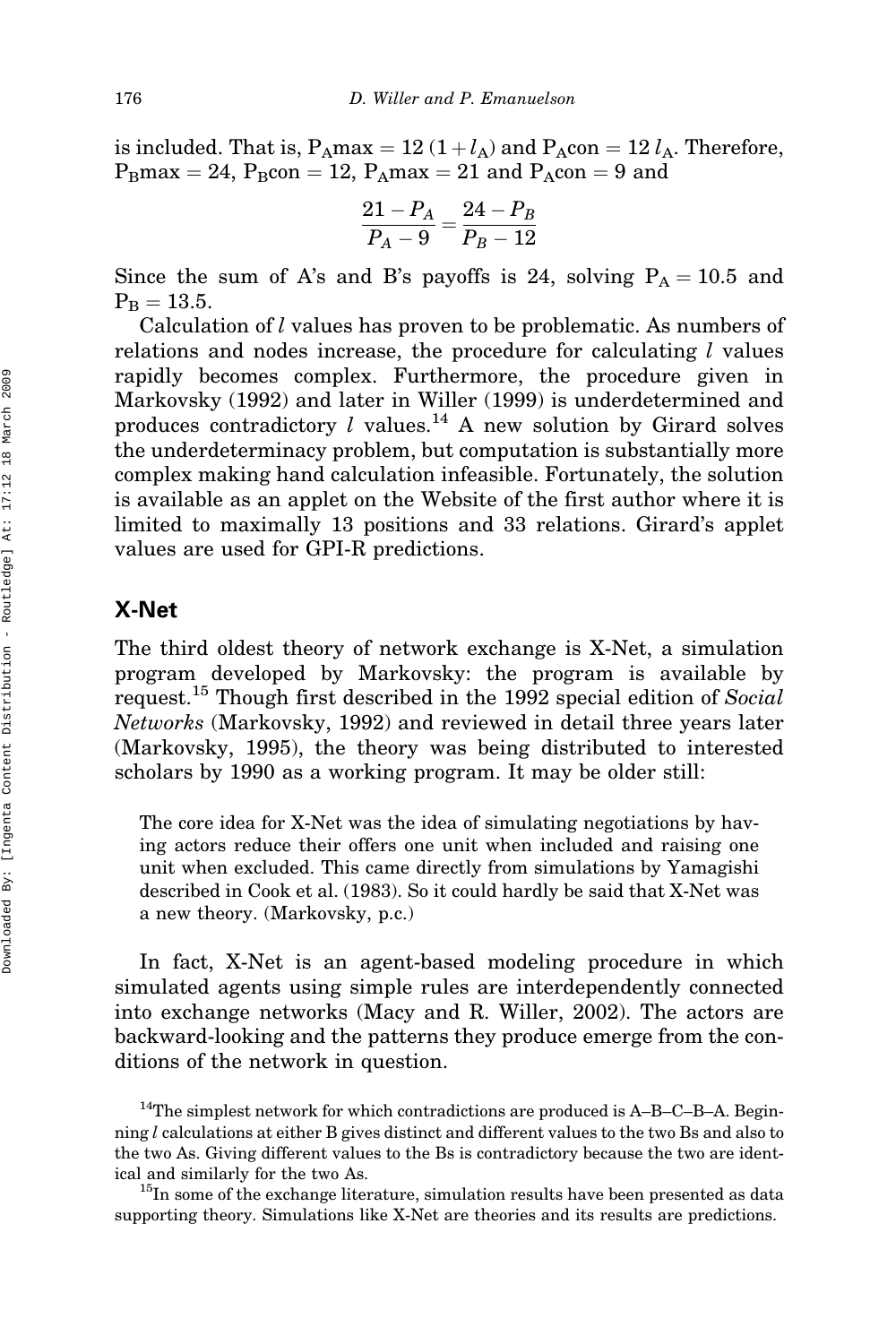is included. That is, $P_A max = 12\,(1 + l_A)$ and $P_A con = 12\, l_A$. Therefore, $P_B max = 24$, $P_B con = 12$, $P_A max = 21$ and $P_A con = 9$ and

$$\frac{21 - P_A}{P_A - 9} = \frac{24 - P_B}{P_B - 12}$$

Since the sum of A's and B's payoffs is 24, solving $P_A = 10.5$ and $P_B = 13.5$.

Calculation of $l$ values has proven to be problematic. As numbers of relations and nodes increase, the procedure for calculating $l$ values rapidly becomes complex. Furthermore, the procedure given in Markovsky (1992) and later in Willer (1999) is underdetermined and produces contradictory $l$ values.[14] A new solution by Girard solves the underdeterminacy problem, but computation is substantially more complex making hand calculation infeasible. Fortunately, the solution is available as an applet on the Website of the first author where it is limited to maximally 13 positions and 33 relations. Girard's applet values are used for GPI-R predictions.

## X-Net

The third oldest theory of network exchange is X-Net, a simulation program developed by Markovsky: the program is available by request.[15] Though first described in the 1992 special edition of *Social Networks* (Markovsky, 1992) and reviewed in detail three years later (Markovsky, 1995), the theory was being distributed to interested scholars by 1990 as a working program. It may be older still:

> The core idea for X-Net was the idea of simulating negotiations by having actors reduce their offers one unit when included and raising one unit when excluded. This came directly from simulations by Yamagishi described in Cook et al. (1983). So it could hardly be said that X-Net was a new theory. (Markovsky, p.c.)

In fact, X-Net is an agent-based modeling procedure in which simulated agents using simple rules are interdependently connected into exchange networks (Macy and R. Willer, 2002). The actors are backward-looking and the patterns they produce emerge from the conditions of the network in question.

[14]The simplest network for which contradictions are produced is A–B–C–B–A. Beginning $l$ calculations at either B gives distinct and different values to the two Bs and also to the two As. Giving different values to the Bs is contradictory because the two are identical and similarly for the two As.

[15]In some of the exchange literature, simulation results have been presented as data supporting theory. Simulations like X-Net are theories and its results are predictions.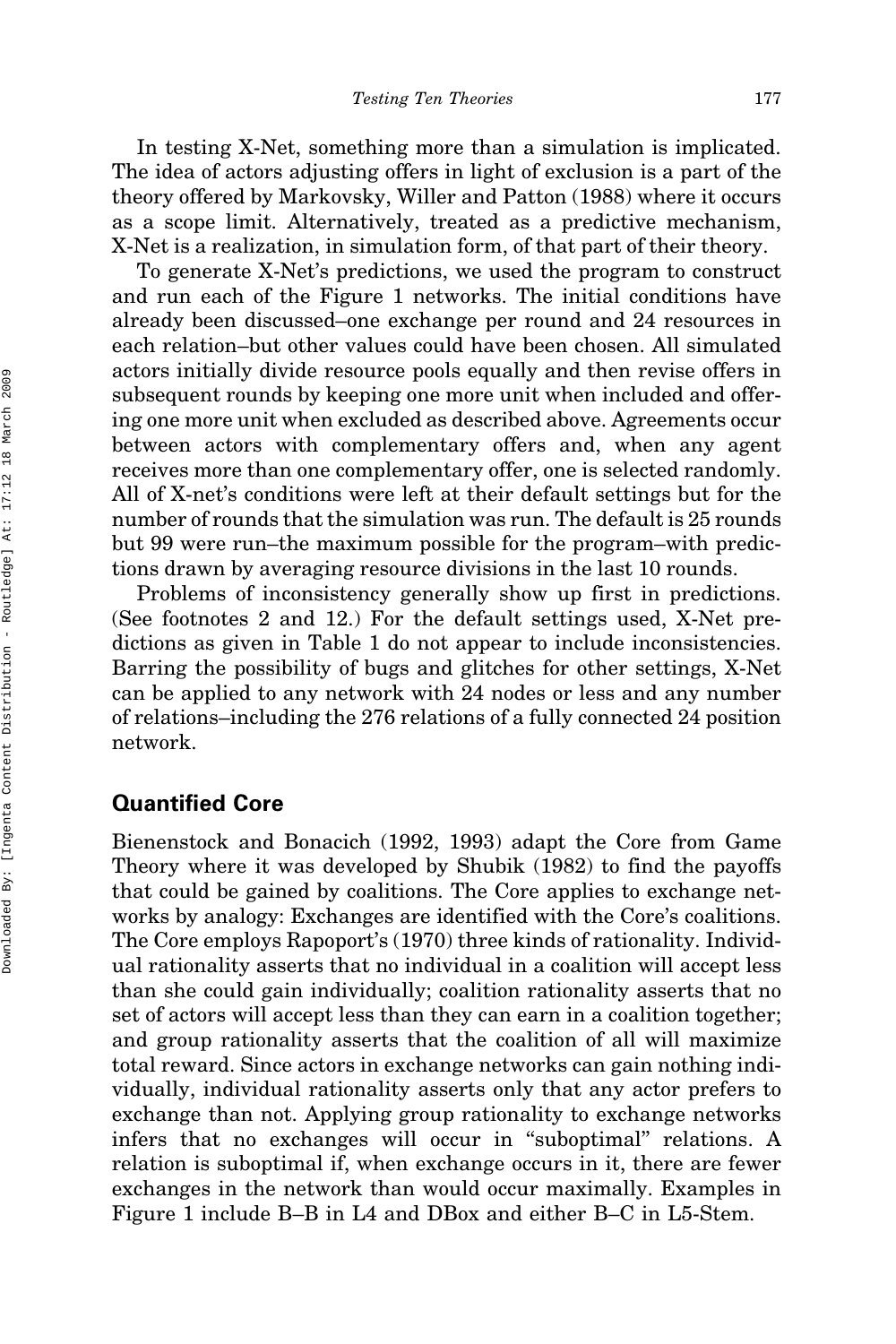In testing X-Net, something more than a simulation is implicated. The idea of actors adjusting offers in light of exclusion is a part of the theory offered by Markovsky, Willer and Patton (1988) where it occurs as a scope limit. Alternatively, treated as a predictive mechanism, X-Net is a realization, in simulation form, of that part of their theory.

To generate X-Net's predictions, we used the program to construct and run each of the Figure 1 networks. The initial conditions have already been discussed–one exchange per round and 24 resources in each relation–but other values could have been chosen. All simulated actors initially divide resource pools equally and then revise offers in subsequent rounds by keeping one more unit when included and offering one more unit when excluded as described above. Agreements occur between actors with complementary offers and, when any agent receives more than one complementary offer, one is selected randomly. All of X-net's conditions were left at their default settings but for the number of rounds that the simulation was run. The default is 25 rounds but 99 were run–the maximum possible for the program–with predictions drawn by averaging resource divisions in the last 10 rounds.

Problems of inconsistency generally show up first in predictions. (See footnotes 2 and 12.) For the default settings used, X-Net predictions as given in Table 1 do not appear to include inconsistencies. Barring the possibility of bugs and glitches for other settings, X-Net can be applied to any network with 24 nodes or less and any number of relations–including the 276 relations of a fully connected 24 position network.

## Quantified Core

Bienenstock and Bonacich (1992, 1993) adapt the Core from Game Theory where it was developed by Shubik (1982) to find the payoffs that could be gained by coalitions. The Core applies to exchange networks by analogy: Exchanges are identified with the Core's coalitions. The Core employs Rapoport's (1970) three kinds of rationality. Individual rationality asserts that no individual in a coalition will accept less than she could gain individually; coalition rationality asserts that no set of actors will accept less than they can earn in a coalition together; and group rationality asserts that the coalition of all will maximize total reward. Since actors in exchange networks can gain nothing individually, individual rationality asserts only that any actor prefers to exchange than not. Applying group rationality to exchange networks infers that no exchanges will occur in "suboptimal" relations. A relation is suboptimal if, when exchange occurs in it, there are fewer exchanges in the network than would occur maximally. Examples in Figure 1 include B–B in L4 and DBox and either B–C in L5-Stem.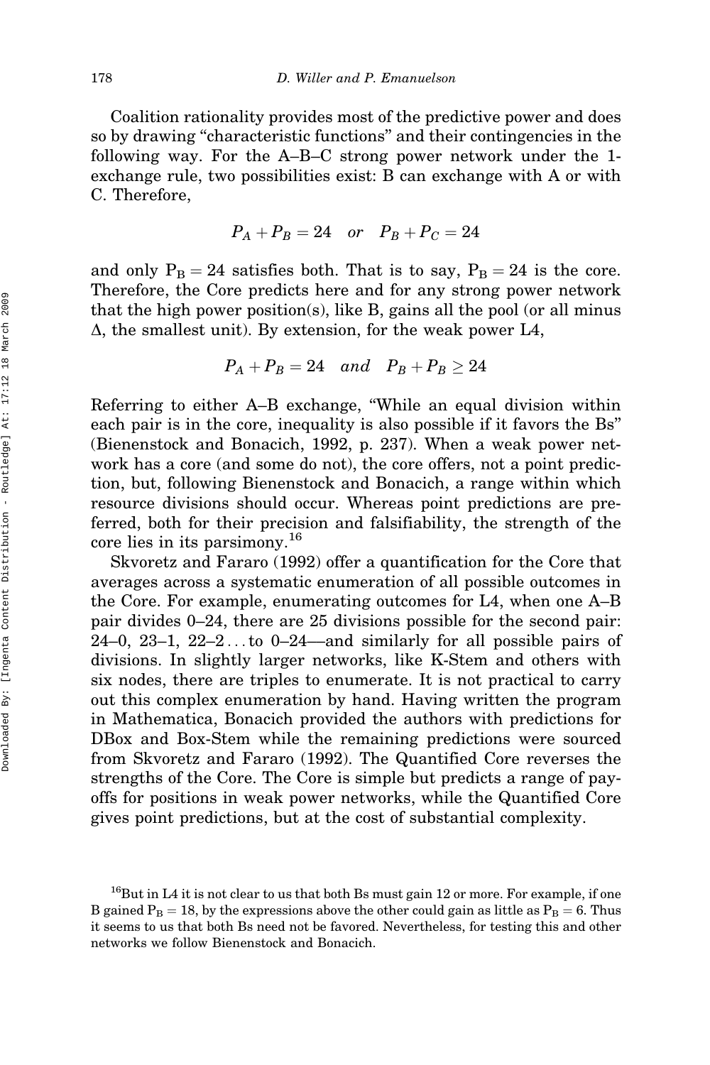Coalition rationality provides most of the predictive power and does so by drawing "characteristic functions" and their contingencies in the following way. For the A–B–C strong power network under the 1-exchange rule, two possibilities exist: B can exchange with A or with C. Therefore,

$$P_A + P_B = 24 \quad or \quad P_B + P_C = 24$$

and only $P_B = 24$ satisfies both. That is to say, $P_B = 24$ is the core. Therefore, the Core predicts here and for any strong power network that the high power position(s), like B, gains all the pool (or all minus $\Delta$, the smallest unit). By extension, for the weak power L4,

$$P_A + P_B = 24 \quad and \quad P_B + P_B \geq 24$$

Referring to either A–B exchange, "While an equal division within each pair is in the core, inequality is also possible if it favors the Bs" (Bienenstock and Bonacich, 1992, p. 237). When a weak power network has a core (and some do not), the core offers, not a point prediction, but, following Bienenstock and Bonacich, a range within which resource divisions should occur. Whereas point predictions are preferred, both for their precision and falsifiability, the strength of the core lies in its parsimony.[16]

Skvoretz and Fararo (1992) offer a quantification for the Core that averages across a systematic enumeration of all possible outcomes in the Core. For example, enumerating outcomes for L4, when one A–B pair divides 0–24, there are 25 divisions possible for the second pair: 24–0, 23–1, 22–2 … to 0–24—and similarly for all possible pairs of divisions. In slightly larger networks, like K-Stem and others with six nodes, there are triples to enumerate. It is not practical to carry out this complex enumeration by hand. Having written the program in Mathematica, Bonacich provided the authors with predictions for DBox and Box-Stem while the remaining predictions were sourced from Skvoretz and Fararo (1992). The Quantified Core reverses the strengths of the Core. The Core is simple but predicts a range of payoffs for positions in weak power networks, while the Quantified Core gives point predictions, but at the cost of substantial complexity.

[16]But in L4 it is not clear to us that both Bs must gain 12 or more. For example, if one B gained $P_B = 18$, by the expressions above the other could gain as little as $P_B = 6$. Thus it seems to us that both Bs need not be favored. Nevertheless, for testing this and other networks we follow Bienenstock and Bonacich.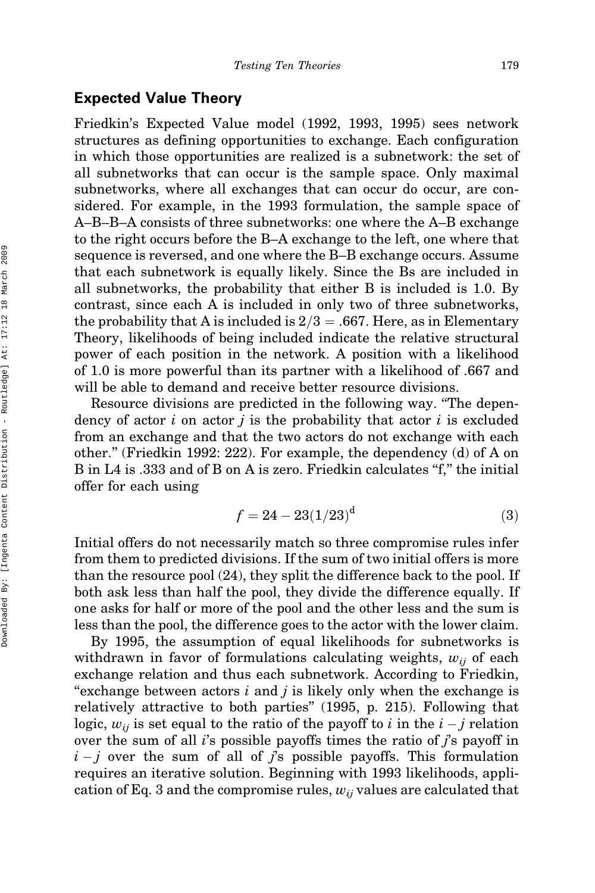## Expected Value Theory

Friedkin's Expected Value model (1992, 1993, 1995) sees network structures as defining opportunities to exchange. Each configuration in which those opportunities are realized is a subnetwork: the set of all subnetworks that can occur is the sample space. Only maximal subnetworks, where all exchanges that can occur do occur, are considered. For example, in the 1993 formulation, the sample space of A–B–B–A consists of three subnetworks: one where the A–B exchange to the right occurs before the B–A exchange to the left, one where that sequence is reversed, and one where the B–B exchange occurs. Assume that each subnetwork is equally likely. Since the Bs are included in all subnetworks, the probability that either B is included is 1.0. By contrast, since each A is included in only two of three subnetworks, the probability that A is included is $2/3 = .667$. Here, as in Elementary Theory, likelihoods of being included indicate the relative structural power of each position in the network. A position with a likelihood of 1.0 is more powerful than its partner with a likelihood of .667 and will be able to demand and receive better resource divisions.

Resource divisions are predicted in the following way. "The dependency of actor *i* on actor *j* is the probability that actor *i* is excluded from an exchange and that the two actors do not exchange with each other." (Friedkin 1992: 222). For example, the dependency (d) of A on B in L4 is .333 and of B on A is zero. Friedkin calculates "f," the initial offer for each using

$$f = 24 - 23(1/23)^{\mathrm{d}} \tag{3}$$

Initial offers do not necessarily match so three compromise rules infer from them to predicted divisions. If the sum of two initial offers is more than the resource pool (24), they split the difference back to the pool. If both ask less than half the pool, they divide the difference equally. If one asks for half or more of the pool and the other less and the sum is less than the pool, the difference goes to the actor with the lower claim.

By 1995, the assumption of equal likelihoods for subnetworks is withdrawn in favor of formulations calculating weights, $w_{ij}$ of each exchange relation and thus each subnetwork. According to Friedkin, "exchange between actors *i* and *j* is likely only when the exchange is relatively attractive to both parties" (1995, p. 215). Following that logic, $w_{ij}$ is set equal to the ratio of the payoff to *i* in the $i - j$ relation over the sum of all *i*'s possible payoffs times the ratio of *j*'s payoff in $i - j$ over the sum of all of *j*'s possible payoffs. This formulation requires an iterative solution. Beginning with 1993 likelihoods, application of Eq. 3 and the compromise rules, $w_{ij}$ values are calculated that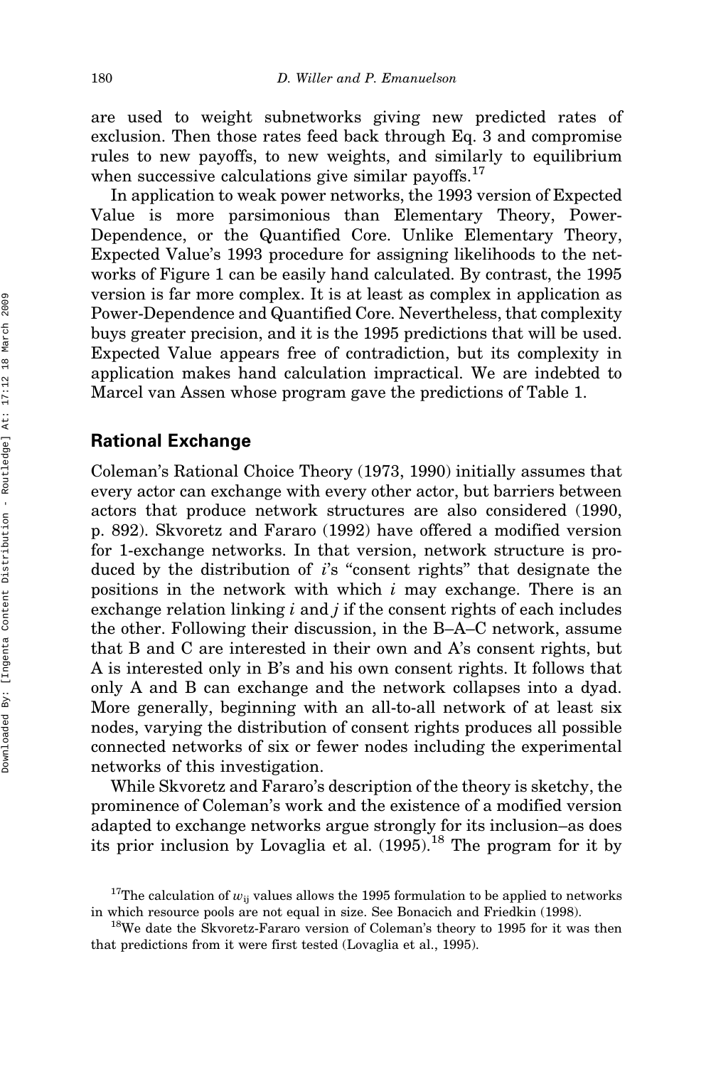are used to weight subnetworks giving new predicted rates of exclusion. Then those rates feed back through Eq. 3 and compromise rules to new payoffs, to new weights, and similarly to equilibrium when successive calculations give similar payoffs.[17]

In application to weak power networks, the 1993 version of Expected Value is more parsimonious than Elementary Theory, Power-Dependence, or the Quantified Core. Unlike Elementary Theory, Expected Value's 1993 procedure for assigning likelihoods to the networks of Figure 1 can be easily hand calculated. By contrast, the 1995 version is far more complex. It is at least as complex in application as Power-Dependence and Quantified Core. Nevertheless, that complexity buys greater precision, and it is the 1995 predictions that will be used. Expected Value appears free of contradiction, but its complexity in application makes hand calculation impractical. We are indebted to Marcel van Assen whose program gave the predictions of Table 1.

## Rational Exchange

Coleman's Rational Choice Theory (1973, 1990) initially assumes that every actor can exchange with every other actor, but barriers between actors that produce network structures are also considered (1990, p. 892). Skvoretz and Fararo (1992) have offered a modified version for 1-exchange networks. In that version, network structure is produced by the distribution of *i*'s "consent rights" that designate the positions in the network with which *i* may exchange. There is an exchange relation linking *i* and *j* if the consent rights of each includes the other. Following their discussion, in the B–A–C network, assume that B and C are interested in their own and A's consent rights, but A is interested only in B's and his own consent rights. It follows that only A and B can exchange and the network collapses into a dyad. More generally, beginning with an all-to-all network of at least six nodes, varying the distribution of consent rights produces all possible connected networks of six or fewer nodes including the experimental networks of this investigation.

While Skvoretz and Fararo's description of the theory is sketchy, the prominence of Coleman's work and the existence of a modified version adapted to exchange networks argue strongly for its inclusion–as does its prior inclusion by Lovaglia et al. (1995).[18] The program for it by

[17]The calculation of $w_{ij}$ values allows the 1995 formulation to be applied to networks in which resource pools are not equal in size. See Bonacich and Friedkin (1998).

[18]We date the Skvoretz-Fararo version of Coleman's theory to 1995 for it was then that predictions from it were first tested (Lovaglia et al., 1995).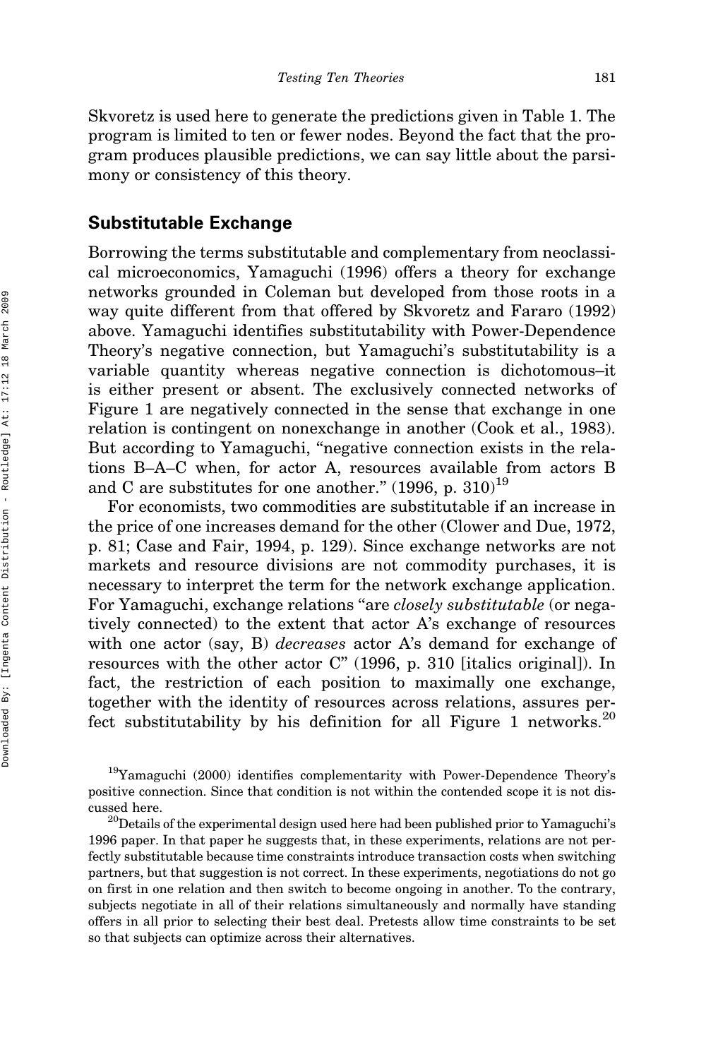Skvoretz is used here to generate the predictions given in Table 1. The program is limited to ten or fewer nodes. Beyond the fact that the program produces plausible predictions, we can say little about the parsimony or consistency of this theory.

## Substitutable Exchange

Borrowing the terms substitutable and complementary from neoclassical microeconomics, Yamaguchi (1996) offers a theory for exchange networks grounded in Coleman but developed from those roots in a way quite different from that offered by Skvoretz and Fararo (1992) above. Yamaguchi identifies substitutability with Power-Dependence Theory's negative connection, but Yamaguchi's substitutability is a variable quantity whereas negative connection is dichotomous–it is either present or absent. The exclusively connected networks of Figure 1 are negatively connected in the sense that exchange in one relation is contingent on nonexchange in another (Cook et al., 1983). But according to Yamaguchi, "negative connection exists in the relations B–A–C when, for actor A, resources available from actors B and C are substitutes for one another." (1996, p. 310)[19]

For economists, two commodities are substitutable if an increase in the price of one increases demand for the other (Clower and Due, 1972, p. 81; Case and Fair, 1994, p. 129). Since exchange networks are not markets and resource divisions are not commodity purchases, it is necessary to interpret the term for the network exchange application. For Yamaguchi, exchange relations "are *closely substitutable* (or negatively connected) to the extent that actor A's exchange of resources with one actor (say, B) *decreases* actor A's demand for exchange of resources with the other actor C" (1996, p. 310 [italics original]). In fact, the restriction of each position to maximally one exchange, together with the identity of resources across relations, assures perfect substitutability by his definition for all Figure 1 networks.[20]

[19] Yamaguchi (2000) identifies complementarity with Power-Dependence Theory's positive connection. Since that condition is not within the contended scope it is not discussed here.

[20] Details of the experimental design used here had been published prior to Yamaguchi's 1996 paper. In that paper he suggests that, in these experiments, relations are not perfectly substitutable because time constraints introduce transaction costs when switching partners, but that suggestion is not correct. In these experiments, negotiations do not go on first in one relation and then switch to become ongoing in another. To the contrary, subjects negotiate in all of their relations simultaneously and normally have standing offers in all prior to selecting their best deal. Pretests allow time constraints to be set so that subjects can optimize across their alternatives.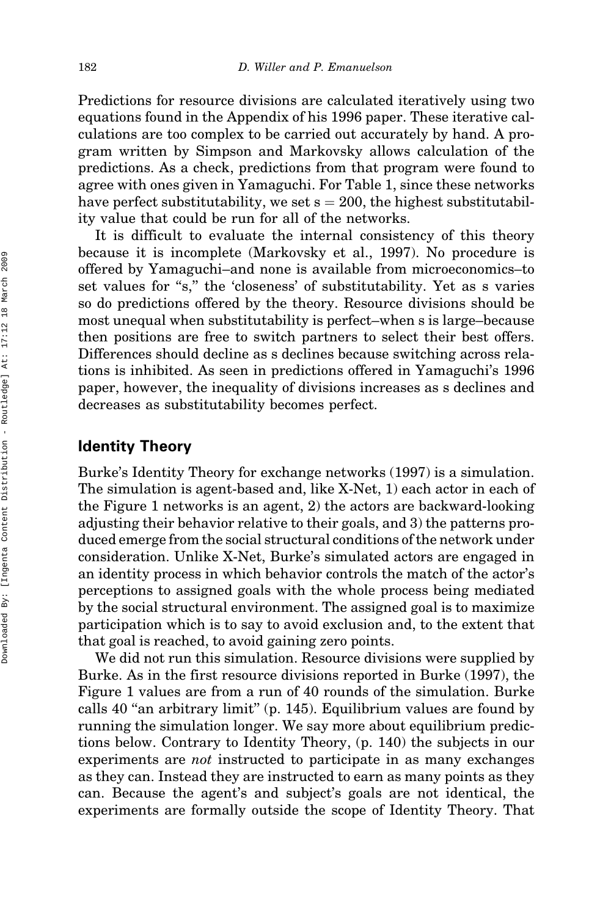Predictions for resource divisions are calculated iteratively using two equations found in the Appendix of his 1996 paper. These iterative calculations are too complex to be carried out accurately by hand. A program written by Simpson and Markovsky allows calculation of the predictions. As a check, predictions from that program were found to agree with ones given in Yamaguchi. For Table 1, since these networks have perfect substitutability, we set $s = 200$, the highest substitutability value that could be run for all of the networks.

It is difficult to evaluate the internal consistency of this theory because it is incomplete (Markovsky et al., 1997). No procedure is offered by Yamaguchi–and none is available from microeconomics–to set values for "s," the 'closeness' of substitutability. Yet as s varies so do predictions offered by the theory. Resource divisions should be most unequal when substitutability is perfect–when s is large–because then positions are free to switch partners to select their best offers. Differences should decline as s declines because switching across relations is inhibited. As seen in predictions offered in Yamaguchi's 1996 paper, however, the inequality of divisions increases as s declines and decreases as substitutability becomes perfect.

## Identity Theory

Burke's Identity Theory for exchange networks (1997) is a simulation. The simulation is agent-based and, like X-Net, 1) each actor in each of the Figure 1 networks is an agent, 2) the actors are backward-looking adjusting their behavior relative to their goals, and 3) the patterns produced emerge from the social structural conditions of the network under consideration. Unlike X-Net, Burke's simulated actors are engaged in an identity process in which behavior controls the match of the actor's perceptions to assigned goals with the whole process being mediated by the social structural environment. The assigned goal is to maximize participation which is to say to avoid exclusion and, to the extent that that goal is reached, to avoid gaining zero points.

We did not run this simulation. Resource divisions were supplied by Burke. As in the first resource divisions reported in Burke (1997), the Figure 1 values are from a run of 40 rounds of the simulation. Burke calls 40 "an arbitrary limit" (p. 145). Equilibrium values are found by running the simulation longer. We say more about equilibrium predictions below. Contrary to Identity Theory, (p. 140) the subjects in our experiments are *not* instructed to participate in as many exchanges as they can. Instead they are instructed to earn as many points as they can. Because the agent's and subject's goals are not identical, the experiments are formally outside the scope of Identity Theory. That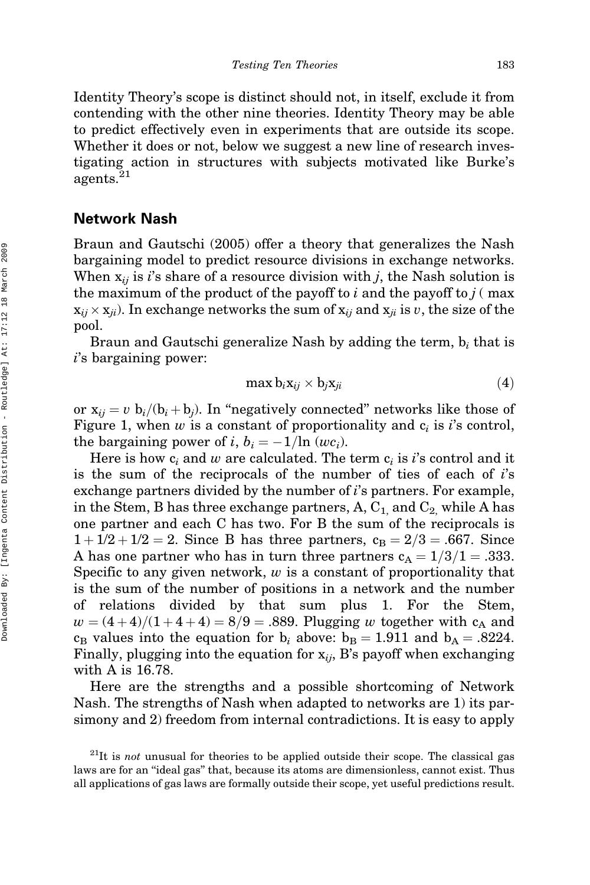Identity Theory's scope is distinct should not, in itself, exclude it from contending with the other nine theories. Identity Theory may be able to predict effectively even in experiments that are outside its scope. Whether it does or not, below we suggest a new line of research investigating action in structures with subjects motivated like Burke's agents.[21]

## Network Nash

Braun and Gautschi (2005) offer a theory that generalizes the Nash bargaining model to predict resource divisions in exchange networks. When $x_{ij}$ is *i*'s share of a resource division with *j*, the Nash solution is the maximum of the product of the payoff to *i* and the payoff to *j* ( max $x_{ij} \times x_{ji}$). In exchange networks the sum of $x_{ij}$ and $x_{ji}$ is $v$, the size of the pool.

Braun and Gautschi generalize Nash by adding the term, $b_i$ that is *i*'s bargaining power:

$$\max b_i x_{ij} \times b_j x_{ji} \tag{4}$$

or $x_{ij} = v\ b_i/(b_i + b_j)$. In "negatively connected" networks like those of Figure 1, when $w$ is a constant of proportionality and $c_i$ is *i*'s control, the bargaining power of *i*, $b_i = -1/\ln\,(wc_i)$.

Here is how $c_i$ and $w$ are calculated. The term $c_i$ is *i*'s control and it is the sum of the reciprocals of the number of ties of each of *i*'s exchange partners divided by the number of *i*'s partners. For example, in the Stem, B has three exchange partners, A, $C_1$, and $C_2$, while A has one partner and each C has two. For B the sum of the reciprocals is $1 + 1/2 + 1/2 = 2$. Since B has three partners, $c_B = 2/3 = .667$. Since A has one partner who has in turn three partners $c_A = 1/3/1 = .333$. Specific to any given network, $w$ is a constant of proportionality that is the sum of the number of positions in a network and the number of relations divided by that sum plus 1. For the Stem, $w = (4+4)/(1+4+4) = 8/9 = .889$. Plugging $w$ together with $c_A$ and $c_B$ values into the equation for $b_i$ above: $b_B = 1.911$ and $b_A = .8224$. Finally, plugging into the equation for $x_{ij}$, B's payoff when exchanging with A is 16.78.

Here are the strengths and a possible shortcoming of Network Nash. The strengths of Nash when adapted to networks are 1) its parsimony and 2) freedom from internal contradictions. It is easy to apply

[21]It is *not* unusual for theories to be applied outside their scope. The classical gas laws are for an "ideal gas" that, because its atoms are dimensionless, cannot exist. Thus all applications of gas laws are formally outside their scope, yet useful predictions result.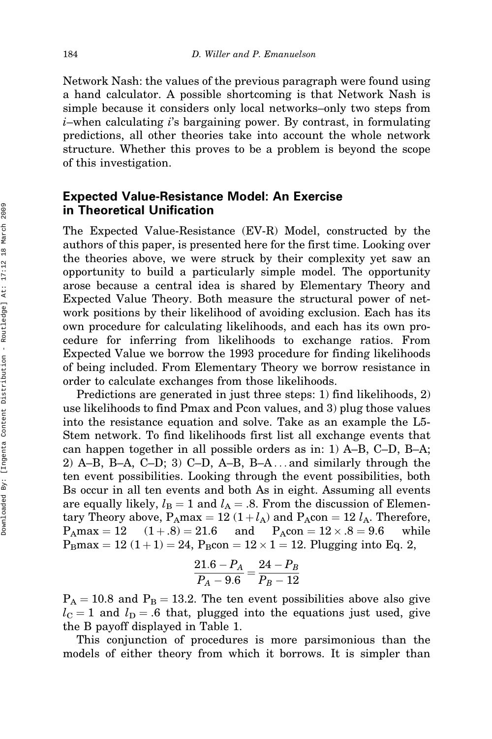Network Nash: the values of the previous paragraph were found using a hand calculator. A possible shortcoming is that Network Nash is simple because it considers only local networks–only two steps from $i$–when calculating $i$'s bargaining power. By contrast, in formulating predictions, all other theories take into account the whole network structure. Whether this proves to be a problem is beyond the scope of this investigation.

## Expected Value-Resistance Model: An Exercise in Theoretical Unification

The Expected Value-Resistance (EV-R) Model, constructed by the authors of this paper, is presented here for the first time. Looking over the theories above, we were struck by their complexity yet saw an opportunity to build a particularly simple model. The opportunity arose because a central idea is shared by Elementary Theory and Expected Value Theory. Both measure the structural power of network positions by their likelihood of avoiding exclusion. Each has its own procedure for calculating likelihoods, and each has its own procedure for inferring from likelihoods to exchange ratios. From Expected Value we borrow the 1993 procedure for finding likelihoods of being included. From Elementary Theory we borrow resistance in order to calculate exchanges from those likelihoods.

Predictions are generated in just three steps: 1) find likelihoods, 2) use likelihoods to find Pmax and Pcon values, and 3) plug those values into the resistance equation and solve. Take as an example the L5-Stem network. To find likelihoods first list all exchange events that can happen together in all possible orders as in: 1) A–B, C–D, B–A; 2) A–B, B–A, C–D; 3) C–D, A–B, B–A . . . and similarly through the ten event possibilities. Looking through the event possibilities, both Bs occur in all ten events and both As in eight. Assuming all events are equally likely, $l_B = 1$ and $l_A = .8$. From the discussion of Elementary Theory above, $P_A\max = 12\,(1 + l_A)$ and $P_A\text{con} = 12\,l_A$. Therefore, $P_A\max = 12 \quad (1 + .8) = 21.6$ and $P_A\text{con} = 12 \times .8 = 9.6$ while $P_B\max = 12\,(1 + 1) = 24$, $P_B\text{con} = 12 \times 1 = 12$. Plugging into Eq. 2,

$$\frac{21.6 - P_A}{P_A - 9.6} = \frac{24 - P_B}{P_B - 12}$$

$P_A = 10.8$ and $P_B = 13.2$. The ten event possibilities above also give $l_C = 1$ and $l_D = .6$ that, plugged into the equations just used, give the B payoff displayed in Table 1.

This conjunction of procedures is more parsimonious than the models of either theory from which it borrows. It is simpler than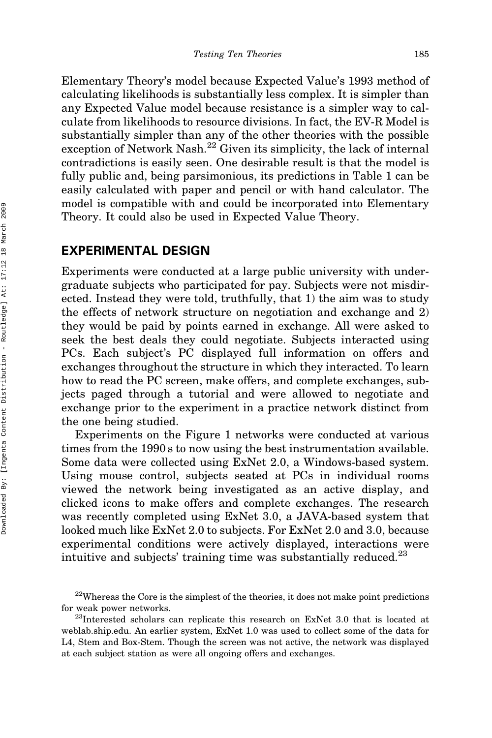Elementary Theory's model because Expected Value's 1993 method of calculating likelihoods is substantially less complex. It is simpler than any Expected Value model because resistance is a simpler way to calculate from likelihoods to resource divisions. In fact, the EV-R Model is substantially simpler than any of the other theories with the possible exception of Network Nash.[22] Given its simplicity, the lack of internal contradictions is easily seen. One desirable result is that the model is fully public and, being parsimonious, its predictions in Table 1 can be easily calculated with paper and pencil or with hand calculator. The model is compatible with and could be incorporated into Elementary Theory. It could also be used in Expected Value Theory.

## EXPERIMENTAL DESIGN

Experiments were conducted at a large public university with undergraduate subjects who participated for pay. Subjects were not misdirected. Instead they were told, truthfully, that 1) the aim was to study the effects of network structure on negotiation and exchange and 2) they would be paid by points earned in exchange. All were asked to seek the best deals they could negotiate. Subjects interacted using PCs. Each subject's PC displayed full information on offers and exchanges throughout the structure in which they interacted. To learn how to read the PC screen, make offers, and complete exchanges, subjects paged through a tutorial and were allowed to negotiate and exchange prior to the experiment in a practice network distinct from the one being studied.

Experiments on the Figure 1 networks were conducted at various times from the 1990 s to now using the best instrumentation available. Some data were collected using ExNet 2.0, a Windows-based system. Using mouse control, subjects seated at PCs in individual rooms viewed the network being investigated as an active display, and clicked icons to make offers and complete exchanges. The research was recently completed using ExNet 3.0, a JAVA-based system that looked much like ExNet 2.0 to subjects. For ExNet 2.0 and 3.0, because experimental conditions were actively displayed, interactions were intuitive and subjects' training time was substantially reduced.[23]

[22]Whereas the Core is the simplest of the theories, it does not make point predictions for weak power networks.

[23]Interested scholars can replicate this research on ExNet 3.0 that is located at weblab.ship.edu. An earlier system, ExNet 1.0 was used to collect some of the data for L4, Stem and Box-Stem. Though the screen was not active, the network was displayed at each subject station as were all ongoing offers and exchanges.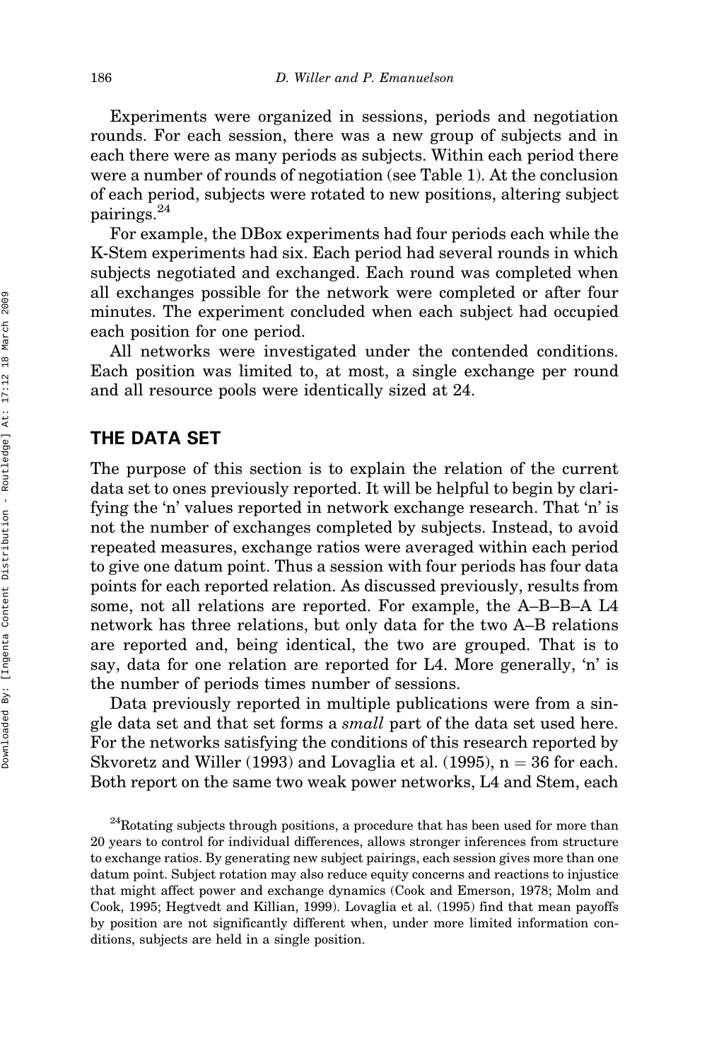Experiments were organized in sessions, periods and negotiation rounds. For each session, there was a new group of subjects and in each there were as many periods as subjects. Within each period there were a number of rounds of negotiation (see Table 1). At the conclusion of each period, subjects were rotated to new positions, altering subject pairings.[24]

For example, the DBox experiments had four periods each while the K-Stem experiments had six. Each period had several rounds in which subjects negotiated and exchanged. Each round was completed when all exchanges possible for the network were completed or after four minutes. The experiment concluded when each subject had occupied each position for one period.

All networks were investigated under the contended conditions. Each position was limited to, at most, a single exchange per round and all resource pools were identically sized at 24.

## THE DATA SET

The purpose of this section is to explain the relation of the current data set to ones previously reported. It will be helpful to begin by clarifying the 'n' values reported in network exchange research. That 'n' is not the number of exchanges completed by subjects. Instead, to avoid repeated measures, exchange ratios were averaged within each period to give one datum point. Thus a session with four periods has four data points for each reported relation. As discussed previously, results from some, not all relations are reported. For example, the A–B–B–A L4 network has three relations, but only data for the two A–B relations are reported and, being identical, the two are grouped. That is to say, data for one relation are reported for L4. More generally, 'n' is the number of periods times number of sessions.

Data previously reported in multiple publications were from a single data set and that set forms a *small* part of the data set used here. For the networks satisfying the conditions of this research reported by Skvoretz and Willer (1993) and Lovaglia et al. (1995), n = 36 for each. Both report on the same two weak power networks, L4 and Stem, each

[24]Rotating subjects through positions, a procedure that has been used for more than 20 years to control for individual differences, allows stronger inferences from structure to exchange ratios. By generating new subject pairings, each session gives more than one datum point. Subject rotation may also reduce equity concerns and reactions to injustice that might affect power and exchange dynamics (Cook and Emerson, 1978; Molm and Cook, 1995; Hegtvedt and Killian, 1999). Lovaglia et al. (1995) find that mean payoffs by position are not significantly different when, under more limited information conditions, subjects are held in a single position.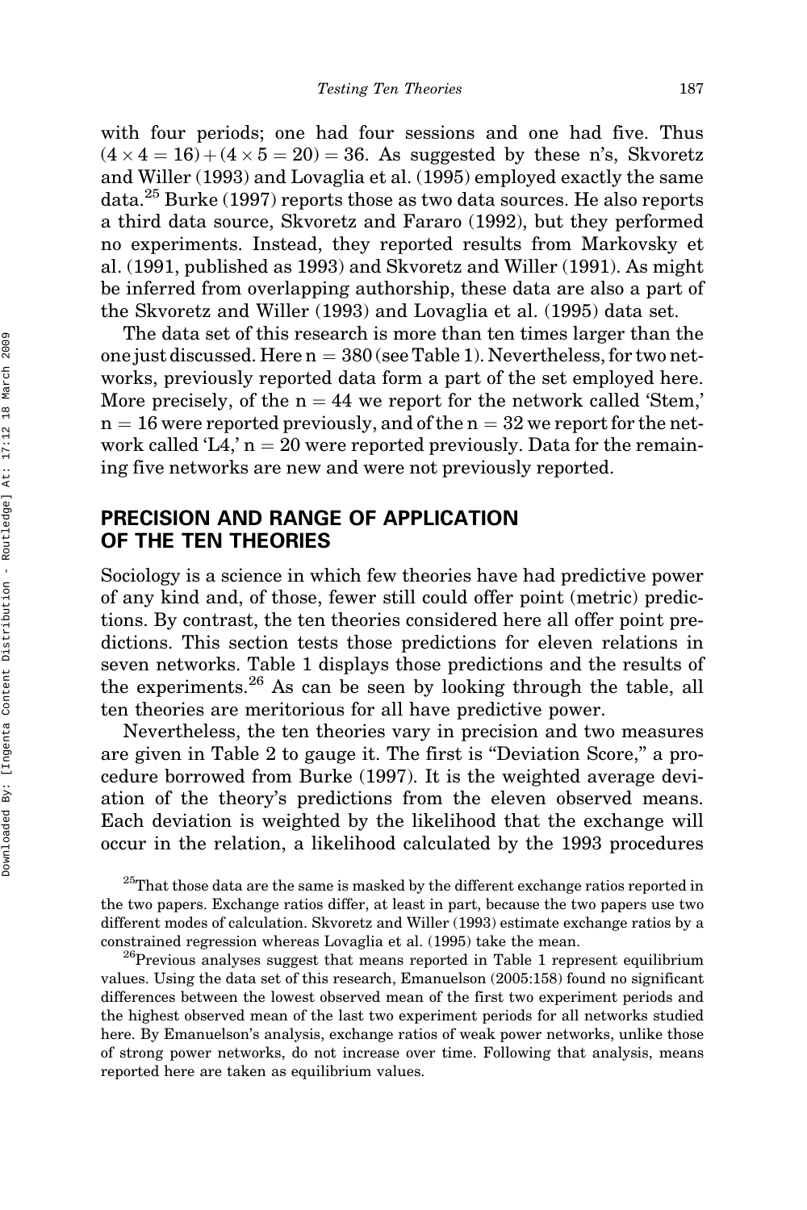with four periods; one had four sessions and one had five. Thus $(4 \times 4 = 16) + (4 \times 5 = 20) = 36$. As suggested by these n's, Skvoretz and Willer (1993) and Lovaglia et al. (1995) employed exactly the same data.[25] Burke (1997) reports those as two data sources. He also reports a third data source, Skvoretz and Fararo (1992), but they performed no experiments. Instead, they reported results from Markovsky et al. (1991, published as 1993) and Skvoretz and Willer (1991). As might be inferred from overlapping authorship, these data are also a part of the Skvoretz and Willer (1993) and Lovaglia et al. (1995) data set.

The data set of this research is more than ten times larger than the one just discussed. Here $n = 380$ (see Table 1). Nevertheless, for two networks, previously reported data form a part of the set employed here. More precisely, of the $n = 44$ we report for the network called 'Stem,' $n = 16$ were reported previously, and of the $n = 32$ we report for the network called 'L4,' $n = 20$ were reported previously. Data for the remaining five networks are new and were not previously reported.

## PRECISION AND RANGE OF APPLICATION OF THE TEN THEORIES

Sociology is a science in which few theories have had predictive power of any kind and, of those, fewer still could offer point (metric) predictions. By contrast, the ten theories considered here all offer point predictions. This section tests those predictions for eleven relations in seven networks. Table 1 displays those predictions and the results of the experiments.[26] As can be seen by looking through the table, all ten theories are meritorious for all have predictive power.

Nevertheless, the ten theories vary in precision and two measures are given in Table 2 to gauge it. The first is "Deviation Score," a procedure borrowed from Burke (1997). It is the weighted average deviation of the theory's predictions from the eleven observed means. Each deviation is weighted by the likelihood that the exchange will occur in the relation, a likelihood calculated by the 1993 procedures

[25] That those data are the same is masked by the different exchange ratios reported in the two papers. Exchange ratios differ, at least in part, because the two papers use two different modes of calculation. Skvoretz and Willer (1993) estimate exchange ratios by a constrained regression whereas Lovaglia et al. (1995) take the mean.

[26] Previous analyses suggest that means reported in Table 1 represent equilibrium values. Using the data set of this research, Emanuelson (2005:158) found no significant differences between the lowest observed mean of the first two experiment periods and the highest observed mean of the last two experiment periods for all networks studied here. By Emanuelson's analysis, exchange ratios of weak power networks, unlike those of strong power networks, do not increase over time. Following that analysis, means reported here are taken as equilibrium values.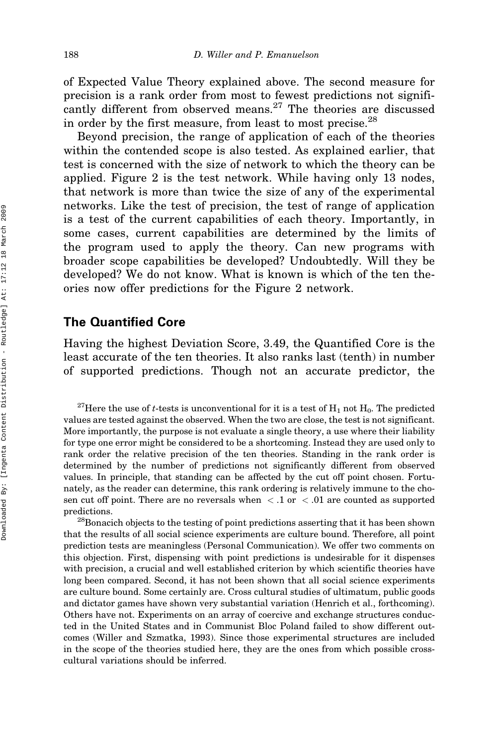of Expected Value Theory explained above. The second measure for precision is a rank order from most to fewest predictions not significantly different from observed means.[27] The theories are discussed in order by the first measure, from least to most precise.[28]

Beyond precision, the range of application of each of the theories within the contended scope is also tested. As explained earlier, that test is concerned with the size of network to which the theory can be applied. Figure 2 is the test network. While having only 13 nodes, that network is more than twice the size of any of the experimental networks. Like the test of precision, the test of range of application is a test of the current capabilities of each theory. Importantly, in some cases, current capabilities are determined by the limits of the program used to apply the theory. Can new programs with broader scope capabilities be developed? Undoubtedly. Will they be developed? We do not know. What is known is which of the ten theories now offer predictions for the Figure 2 network.

## The Quantified Core

Having the highest Deviation Score, 3.49, the Quantified Core is the least accurate of the ten theories. It also ranks last (tenth) in number of supported predictions. Though not an accurate predictor, the

[27]Here the use of *t*-tests is unconventional for it is a test of $H_1$ not $H_0$. The predicted values are tested against the observed. When the two are close, the test is not significant. More importantly, the purpose is not evaluate a single theory, a use where their liability for type one error might be considered to be a shortcoming. Instead they are used only to rank order the relative precision of the ten theories. Standing in the rank order is determined by the number of predictions not significantly different from observed values. In principle, that standing can be affected by the cut off point chosen. Fortunately, as the reader can determine, this rank ordering is relatively immune to the chosen cut off point. There are no reversals when $< .1$ or $< .01$ are counted as supported predictions.

[28]Bonacich objects to the testing of point predictions asserting that it has been shown that the results of all social science experiments are culture bound. Therefore, all point prediction tests are meaningless (Personal Communication). We offer two comments on this objection. First, dispensing with point predictions is undesirable for it dispenses with precision, a crucial and well established criterion by which scientific theories have long been compared. Second, it has not been shown that all social science experiments are culture bound. Some certainly are. Cross cultural studies of ultimatum, public goods and dictator games have shown very substantial variation (Henrich et al., forthcoming). Others have not. Experiments on an array of coercive and exchange structures conducted in the United States and in Communist Bloc Poland failed to show different outcomes (Willer and Szmatka, 1993). Since those experimental structures are included in the scope of the theories studied here, they are the ones from which possible cross-cultural variations should be inferred.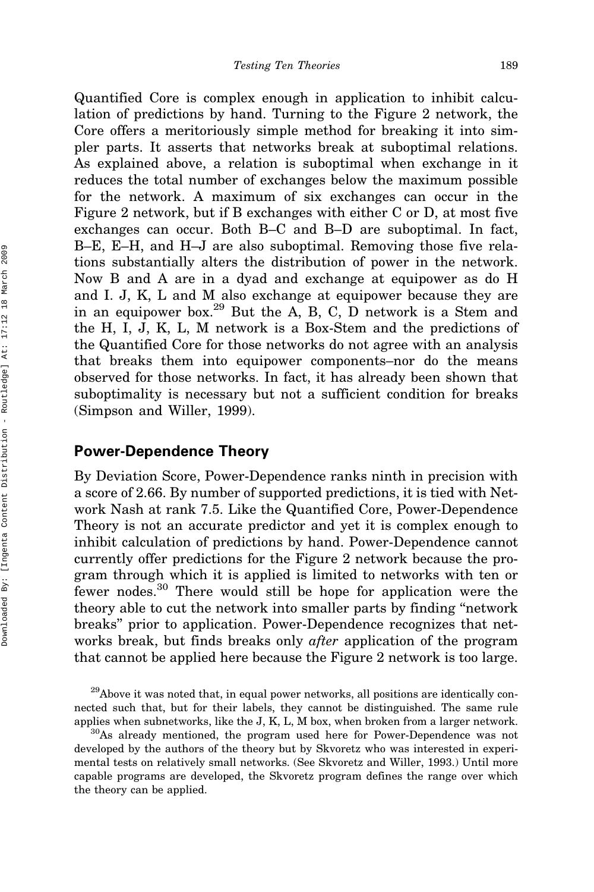Quantified Core is complex enough in application to inhibit calculation of predictions by hand. Turning to the Figure 2 network, the Core offers a meritoriously simple method for breaking it into simpler parts. It asserts that networks break at suboptimal relations. As explained above, a relation is suboptimal when exchange in it reduces the total number of exchanges below the maximum possible for the network. A maximum of six exchanges can occur in the Figure 2 network, but if B exchanges with either C or D, at most five exchanges can occur. Both B–C and B–D are suboptimal. In fact, B–E, E–H, and H–J are also suboptimal. Removing those five relations substantially alters the distribution of power in the network. Now B and A are in a dyad and exchange at equipower as do H and I. J, K, L and M also exchange at equipower because they are in an equipower box.[29] But the A, B, C, D network is a Stem and the H, I, J, K, L, M network is a Box-Stem and the predictions of the Quantified Core for those networks do not agree with an analysis that breaks them into equipower components–nor do the means observed for those networks. In fact, it has already been shown that suboptimality is necessary but not a sufficient condition for breaks (Simpson and Willer, 1999).

## Power-Dependence Theory

By Deviation Score, Power-Dependence ranks ninth in precision with a score of 2.66. By number of supported predictions, it is tied with Network Nash at rank 7.5. Like the Quantified Core, Power-Dependence Theory is not an accurate predictor and yet it is complex enough to inhibit calculation of predictions by hand. Power-Dependence cannot currently offer predictions for the Figure 2 network because the program through which it is applied is limited to networks with ten or fewer nodes.[30] There would still be hope for application were the theory able to cut the network into smaller parts by finding "network breaks" prior to application. Power-Dependence recognizes that networks break, but finds breaks only *after* application of the program that cannot be applied here because the Figure 2 network is too large.

[29] Above it was noted that, in equal power networks, all positions are identically connected such that, but for their labels, they cannot be distinguished. The same rule applies when subnetworks, like the J, K, L, M box, when broken from a larger network.

[30] As already mentioned, the program used here for Power-Dependence was not developed by the authors of the theory but by Skvoretz who was interested in experimental tests on relatively small networks. (See Skvoretz and Willer, 1993.) Until more capable programs are developed, the Skvoretz program defines the range over which the theory can be applied.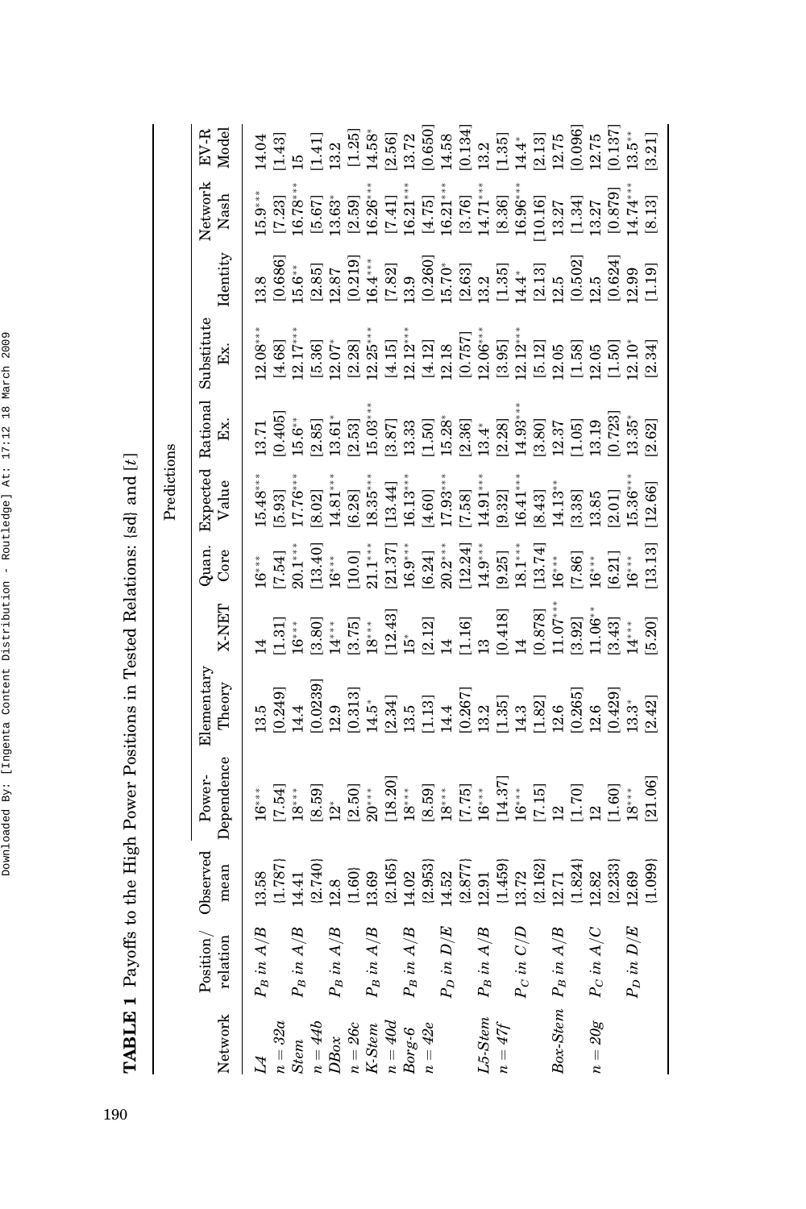**TABLE 1** Payoffs to the High Power Positions in Tested Relations: {sd} and [t]

| Network | Position/ relation | Observed mean | Predictions | | | | | | | | | |
|---|---|---|---|---|---|---|---|---|---|---|---|---|
| | | | Power-Dependence | Elementary Theory | X-NET | Quan. Core | Expected Value | Rational Ex. | Substitute Ex. | Identity | Network Nash | EV-R Model |
| *L4* | $P_B$ *in* $A/B$ | 13.58 | $16^{***}$ | 13.5 | 14 | $16^{***}$ | $15.48^{***}$ | 13.71 | $12.08^{***}$ | 13.8 | $15.9^{***}$ | 14.04 |
| $n = 32a$ | | {1.787} | [7.54] | [0.249] | [1.31] | [7.54] | [5.93] | [0.405] | [4.68] | [0.686] | [7.23] | [1.43] |
| *Stem* | $P_B$ *in* $A/B$ | 14.41 | $18^{***}$ | 14.4 | $16^{***}$ | $20.1^{***}$ | $17.76^{***}$ | $15.6^{**}$ | $12.17^{***}$ | $15.6^{**}$ | $16.78^{***}$ | 15 |
| $n = 44b$ | | {2.740} | [8.59] | [0.0239] | [3.80] | [13.40] | [8.02] | [2.85] | [5.36] | [2.85] | [5.67] | [1.41] |
| *DBox* | $P_B$ *in* $A/B$ | 12.8 | $12^{*}$ | 12.9 | $14^{***}$ | $16^{***}$ | $14.81^{***}$ | $13.61^{*}$ | $12.07^{*}$ | 12.87 | $13.63^{*}$ | 13.2 |
| $n = 26c$ | | {1.60} | [2.50] | [0.313] | [3.75] | [10.0] | [6.28] | [2.53] | [2.28] | [0.219] | [2.59] | [1.25] |
| *K-Stem* | $P_B$ *in* $A/B$ | 13.69 | $20^{***}$ | $14.5^{*}$ | $18^{***}$ | $21.1^{***}$ | $18.35^{***}$ | $15.03^{***}$ | $12.25^{***}$ | $16.4^{***}$ | $16.26^{***}$ | $14.58^{*}$ |
| $n = 40d$ | | {2.165} | [18.20] | [2.34] | [12.43] | [21.37] | [13.44] | [3.87] | [4.15] | [7.82] | [7.41] | [2.56] |
| *Borg-6* | $P_B$ *in* $A/B$ | 14.02 | $18^{***}$ | 13.5 | $15^{*}$ | $16.9^{***}$ | $16.13^{***}$ | 13.33 | $12.12^{***}$ | 13.9 | $16.21^{***}$ | 13.72 |
| $n = 42e$ | | {2.953} | [8.59] | [1.13] | [2.12] | [6.24] | [4.60] | [1.50] | [4.12] | [0.260] | [4.75] | [0.650] |
| | $P_D$ *in* $D/E$ | 14.52 | $18^{***}$ | 14.4 | 14 | $20.2^{***}$ | $17.93^{***}$ | $15.28^{*}$ | 12.18 | $15.70^{*}$ | $16.21^{***}$ | 14.58 |
| | | {2.877} | [7.75] | [0.267] | [1.16] | [12.24] | [7.58] | [2.36] | [0.757] | [2.63] | [3.76] | [0.134] |
| *L5-Stem* | $P_B$ *in* $A/B$ | 12.91 | $16^{***}$ | 13.2 | 13 | $14.9^{***}$ | $14.91^{***}$ | $13.4^{*}$ | $12.06^{***}$ | 13.2 | $14.71^{***}$ | 13.2 |
| $n = 47f$ | | {1.459} | [14.37] | [1.35] | [0.418] | [9.25] | [9.32] | [2.28] | [3.95] | [1.35] | [8.36] | [1.35] |
| | $P_C$ *in* $C/D$ | 13.72 | $16^{***}$ | 14.3 | 14 | $18.1^{***}$ | $16.41^{***}$ | $14.93^{***}$ | $12.12^{***}$ | $14.4^{*}$ | $16.96^{***}$ | $14.4^{*}$ |
| | | {2.162} | [7.15] | [1.82] | [0.878] | [13.74] | [8.43] | [3.80] | [5.12] | [2.13] | [10.16] | [2.13] |
| *Box-Stem* | $P_B$ *in* $A/B$ | 12.71 | 12 | 12.6 | $11.07^{***}$ | $16^{***}$ | $14.13^{**}$ | 12.37 | 12.05 | 12.5 | 13.27 | 12.75 |
| | | {1.824} | [1.70] | [0.265] | [3.92] | [7.86] | [3.38] | [1.05] | [1.58] | [0.502] | [1.34] | [0.096] |
| $n = 20g$ | $P_C$ *in* $A/C$ | 12.82 | 12 | 12.6 | $11.06^{**}$ | $16^{***}$ | 13.85 | 13.19 | 12.05 | 12.5 | 13.27 | 12.75 |
| | | {2.233} | [1.60] | [0.429] | [3.43] | [6.21] | [2.01] | [0.723] | [1.50] | [0.624] | [0.879] | [0.137] |
| | $P_D$ *in* $D/E$ | 12.69 | $18^{***}$ | $13.3^{*}$ | $14^{***}$ | $16^{***}$ | $15.36^{***}$ | $13.35^{*}$ | $12.10^{*}$ | 12.99 | $14.74^{***}$ | $13.5^{**}$ |
| | | {1.099} | [21.06] | [2.42] | [5.20] | [13.13] | [12.66] | [2.62] | [2.34] | [1.19] | [8.13] | [3.21] |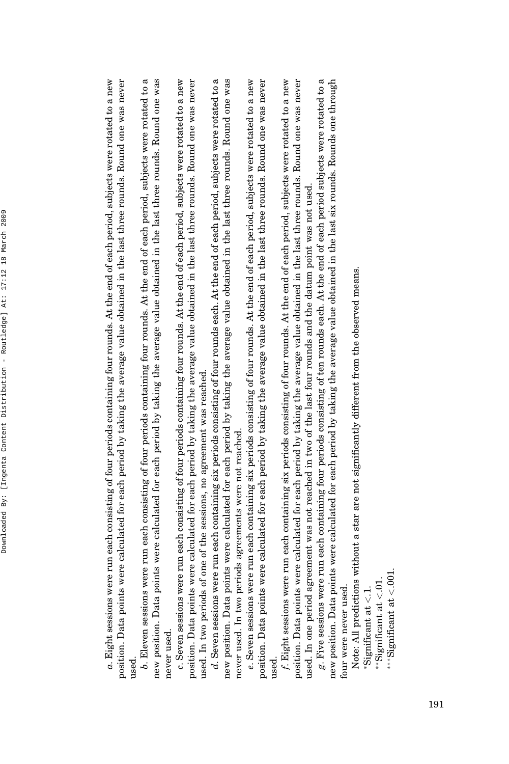*a*. Eight sessions were run each consisting of four periods containing four rounds. At the end of each period, subjects were rotated to a new position. Data points were calculated for each period by taking the average value obtained in the last three rounds. Round one was never used.

*b*. Eleven sessions were run each consisting of four periods containing four rounds. At the end of each period, subjects were rotated to a new position. Data points were calculated for each period by taking the average value obtained in the last three rounds. Round one was never used.

*c*. Seven sessions were run each consisting of four periods containing four rounds. At the end of each period, subjects were rotated to a new position. Data points were calculated for each period by taking the average value obtained in the last three rounds. Round one was never used. In two periods of one of the sessions, no agreement was reached.

*d*. Seven sessions were run each containing six periods consisting of four rounds each. At the end of each period, subjects were rotated to a new position. Data points were calculated for each period by taking the average value obtained in the last three rounds. Round one was never used. In two periods agreements were not reached.

*e*. Seven sessions were run each containing six periods consisting of four rounds. At the end of each period, subjects were rotated to a new position. Data points were calculated for each period by taking the average value obtained in the last three rounds. Round one was never used.

*f*. Eight sessions were run each containing six periods consisting of four rounds. At the end of each period, subjects were rotated to a new position. Data points were calculated for each period by taking the average value obtained in the last three rounds. Round one was never used. In one period agreement was not reached in two of the last four rounds and the datum point was not used.

*g*. Five sessions were run each containing four periods consisting of ten rounds each. At the end of each period subjects were rotated to a new position. Data points were calculated for each period by taking the average value obtained in the last six rounds. Rounds one through four were never used.

Note: All predictions without a star are not significantly different from the observed means.

*Significant at $<.1$.

**Significant at $<.01$.

***Significant at $<.001$.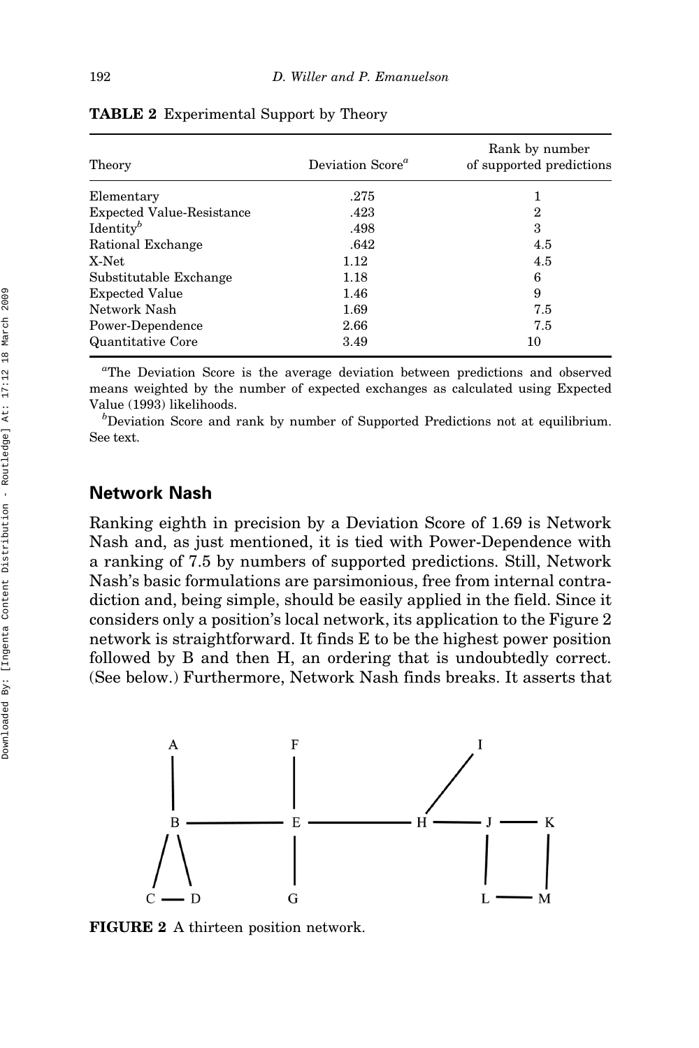**TABLE 2** Experimental Support by Theory

| Theory | Deviation Score[a] | Rank by number of supported predictions |
|---|---|---|
| Elementary | .275 | 1 |
| Expected Value-Resistance | .423 | 2 |
| Identity[b] | .498 | 3 |
| Rational Exchange | .642 | 4.5 |
| X-Net | 1.12 | 4.5 |
| Substitutable Exchange | 1.18 | 6 |
| Expected Value | 1.46 | 9 |
| Network Nash | 1.69 | 7.5 |
| Power-Dependence | 2.66 | 7.5 |
| Quantitative Core | 3.49 | 10 |

[a]The Deviation Score is the average deviation between predictions and observed means weighted by the number of expected exchanges as calculated using Expected Value (1993) likelihoods.

[b]Deviation Score and rank by number of Supported Predictions not at equilibrium. See text.

## Network Nash

Ranking eighth in precision by a Deviation Score of 1.69 is Network Nash and, as just mentioned, it is tied with Power-Dependence with a ranking of 7.5 by numbers of supported predictions. Still, Network Nash's basic formulations are parsimonious, free from internal contradiction and, being simple, should be easily applied in the field. Since it considers only a position's local network, its application to the Figure 2 network is straightforward. It finds E to be the highest power position followed by B and then H, an ordering that is undoubtedly correct. (See below.) Furthermore, Network Nash finds breaks. It asserts that

**FIGURE 2** A thirteen position network.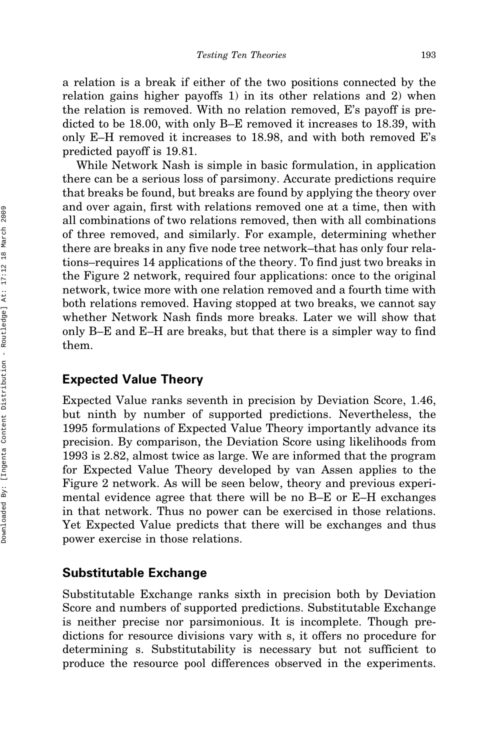a relation is a break if either of the two positions connected by the relation gains higher payoffs 1) in its other relations and 2) when the relation is removed. With no relation removed, E's payoff is predicted to be 18.00, with only B–E removed it increases to 18.39, with only E–H removed it increases to 18.98, and with both removed E's predicted payoff is 19.81.

While Network Nash is simple in basic formulation, in application there can be a serious loss of parsimony. Accurate predictions require that breaks be found, but breaks are found by applying the theory over and over again, first with relations removed one at a time, then with all combinations of two relations removed, then with all combinations of three removed, and similarly. For example, determining whether there are breaks in any five node tree network–that has only four relations–requires 14 applications of the theory. To find just two breaks in the Figure 2 network, required four applications: once to the original network, twice more with one relation removed and a fourth time with both relations removed. Having stopped at two breaks, we cannot say whether Network Nash finds more breaks. Later we will show that only B–E and E–H are breaks, but that there is a simpler way to find them.

## Expected Value Theory

Expected Value ranks seventh in precision by Deviation Score, 1.46, but ninth by number of supported predictions. Nevertheless, the 1995 formulations of Expected Value Theory importantly advance its precision. By comparison, the Deviation Score using likelihoods from 1993 is 2.82, almost twice as large. We are informed that the program for Expected Value Theory developed by van Assen applies to the Figure 2 network. As will be seen below, theory and previous experimental evidence agree that there will be no B–E or E–H exchanges in that network. Thus no power can be exercised in those relations. Yet Expected Value predicts that there will be exchanges and thus power exercise in those relations.

## Substitutable Exchange

Substitutable Exchange ranks sixth in precision both by Deviation Score and numbers of supported predictions. Substitutable Exchange is neither precise nor parsimonious. It is incomplete. Though predictions for resource divisions vary with s, it offers no procedure for determining s. Substitutability is necessary but not sufficient to produce the resource pool differences observed in the experiments.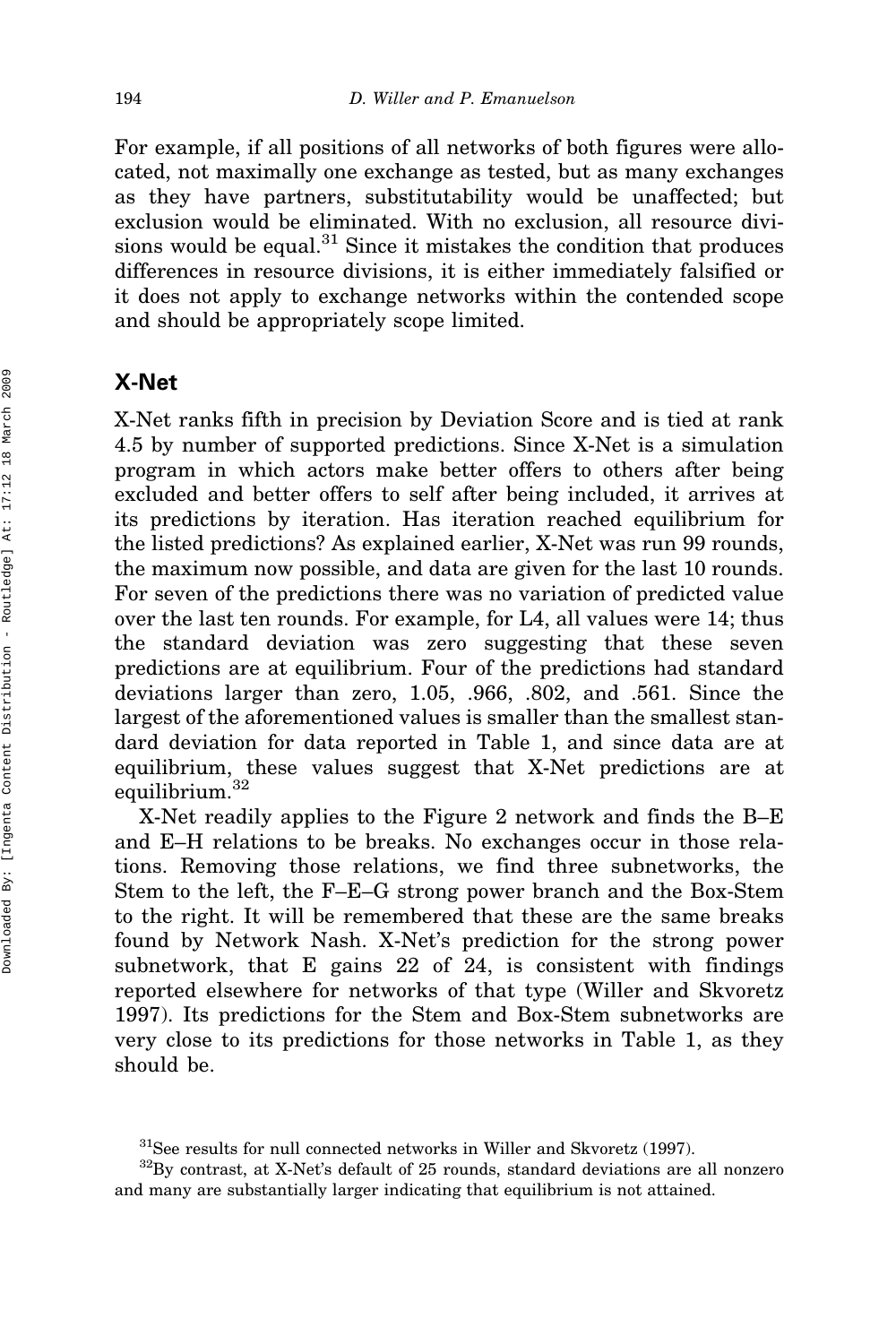For example, if all positions of all networks of both figures were allocated, not maximally one exchange as tested, but as many exchanges as they have partners, substitutability would be unaffected; but exclusion would be eliminated. With no exclusion, all resource divisions would be equal.[31] Since it mistakes the condition that produces differences in resource divisions, it is either immediately falsified or it does not apply to exchange networks within the contended scope and should be appropriately scope limited.

## X-Net

X-Net ranks fifth in precision by Deviation Score and is tied at rank 4.5 by number of supported predictions. Since X-Net is a simulation program in which actors make better offers to others after being excluded and better offers to self after being included, it arrives at its predictions by iteration. Has iteration reached equilibrium for the listed predictions? As explained earlier, X-Net was run 99 rounds, the maximum now possible, and data are given for the last 10 rounds. For seven of the predictions there was no variation of predicted value over the last ten rounds. For example, for L4, all values were 14; thus the standard deviation was zero suggesting that these seven predictions are at equilibrium. Four of the predictions had standard deviations larger than zero, 1.05, .966, .802, and .561. Since the largest of the aforementioned values is smaller than the smallest standard deviation for data reported in Table 1, and since data are at equilibrium, these values suggest that X-Net predictions are at equilibrium.[32]

X-Net readily applies to the Figure 2 network and finds the B–E and E–H relations to be breaks. No exchanges occur in those relations. Removing those relations, we find three subnetworks, the Stem to the left, the F–E–G strong power branch and the Box-Stem to the right. It will be remembered that these are the same breaks found by Network Nash. X-Net's prediction for the strong power subnetwork, that E gains 22 of 24, is consistent with findings reported elsewhere for networks of that type (Willer and Skvoretz 1997). Its predictions for the Stem and Box-Stem subnetworks are very close to its predictions for those networks in Table 1, as they should be.

[31] See results for null connected networks in Willer and Skvoretz (1997).

[32] By contrast, at X-Net's default of 25 rounds, standard deviations are all nonzero and many are substantially larger indicating that equilibrium is not attained.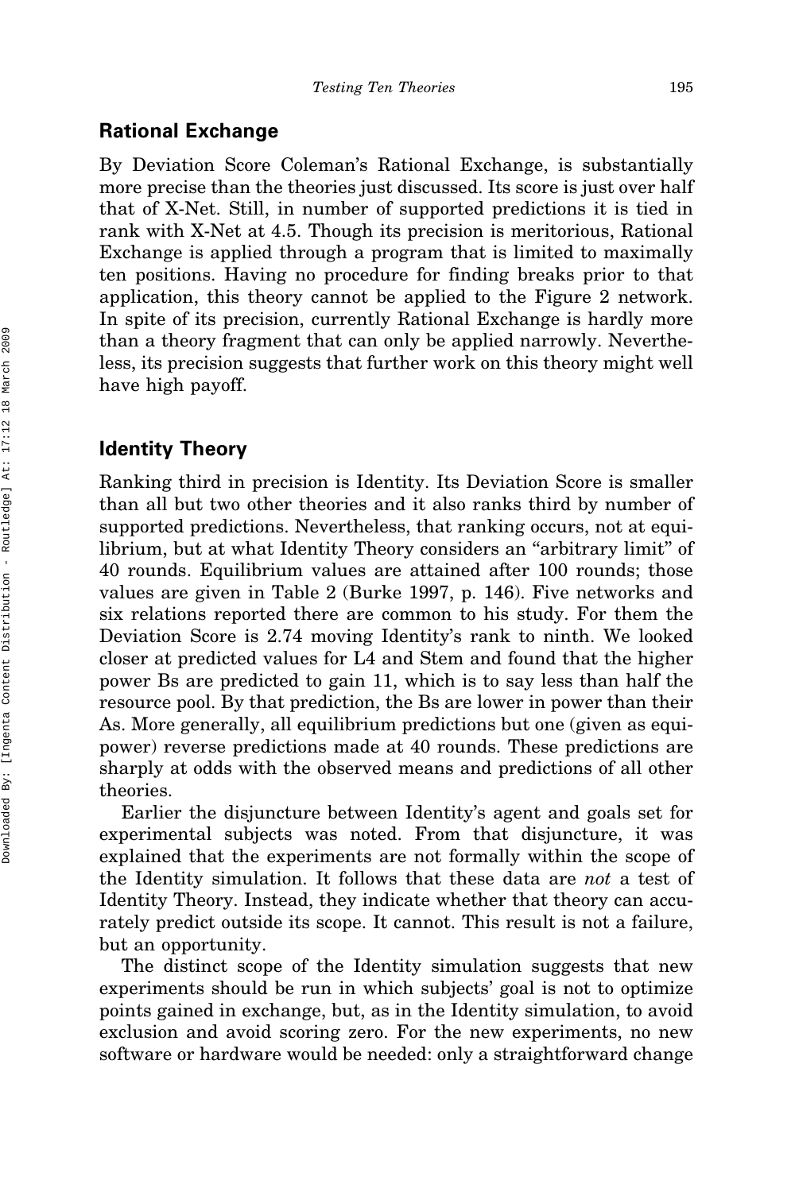## Rational Exchange

By Deviation Score Coleman's Rational Exchange, is substantially more precise than the theories just discussed. Its score is just over half that of X-Net. Still, in number of supported predictions it is tied in rank with X-Net at 4.5. Though its precision is meritorious, Rational Exchange is applied through a program that is limited to maximally ten positions. Having no procedure for finding breaks prior to that application, this theory cannot be applied to the Figure 2 network. In spite of its precision, currently Rational Exchange is hardly more than a theory fragment that can only be applied narrowly. Nevertheless, its precision suggests that further work on this theory might well have high payoff.

## Identity Theory

Ranking third in precision is Identity. Its Deviation Score is smaller than all but two other theories and it also ranks third by number of supported predictions. Nevertheless, that ranking occurs, not at equilibrium, but at what Identity Theory considers an "arbitrary limit" of 40 rounds. Equilibrium values are attained after 100 rounds; those values are given in Table 2 (Burke 1997, p. 146). Five networks and six relations reported there are common to his study. For them the Deviation Score is 2.74 moving Identity's rank to ninth. We looked closer at predicted values for L4 and Stem and found that the higher power Bs are predicted to gain 11, which is to say less than half the resource pool. By that prediction, the Bs are lower in power than their As. More generally, all equilibrium predictions but one (given as equipower) reverse predictions made at 40 rounds. These predictions are sharply at odds with the observed means and predictions of all other theories.

Earlier the disjuncture between Identity's agent and goals set for experimental subjects was noted. From that disjuncture, it was explained that the experiments are not formally within the scope of the Identity simulation. It follows that these data are *not* a test of Identity Theory. Instead, they indicate whether that theory can accurately predict outside its scope. It cannot. This result is not a failure, but an opportunity.

The distinct scope of the Identity simulation suggests that new experiments should be run in which subjects' goal is not to optimize points gained in exchange, but, as in the Identity simulation, to avoid exclusion and avoid scoring zero. For the new experiments, no new software or hardware would be needed: only a straightforward change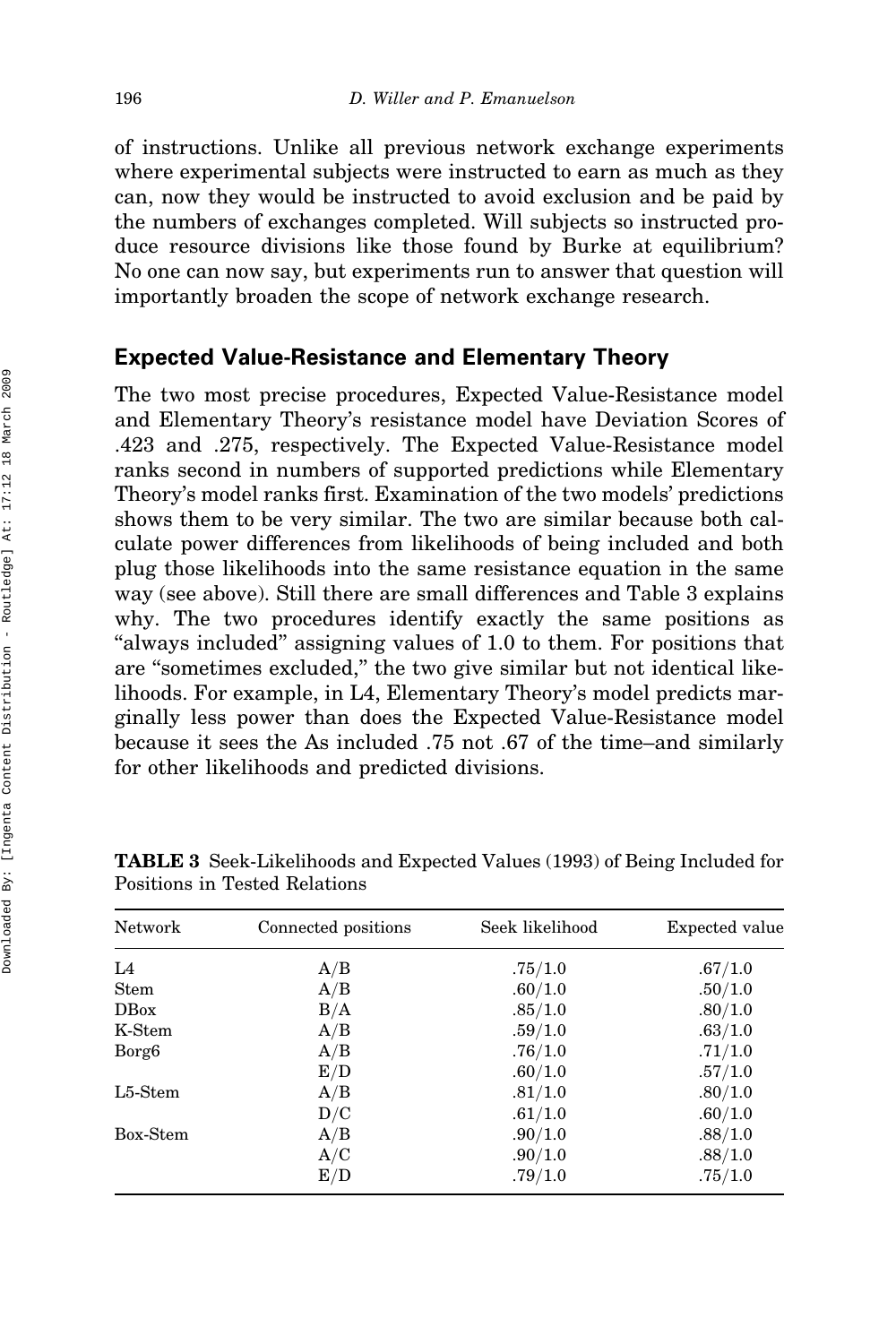of instructions. Unlike all previous network exchange experiments where experimental subjects were instructed to earn as much as they can, now they would be instructed to avoid exclusion and be paid by the numbers of exchanges completed. Will subjects so instructed produce resource divisions like those found by Burke at equilibrium? No one can now say, but experiments run to answer that question will importantly broaden the scope of network exchange research.

## Expected Value-Resistance and Elementary Theory

The two most precise procedures, Expected Value-Resistance model and Elementary Theory's resistance model have Deviation Scores of .423 and .275, respectively. The Expected Value-Resistance model ranks second in numbers of supported predictions while Elementary Theory's model ranks first. Examination of the two models' predictions shows them to be very similar. The two are similar because both calculate power differences from likelihoods of being included and both plug those likelihoods into the same resistance equation in the same way (see above). Still there are small differences and Table 3 explains why. The two procedures identify exactly the same positions as "always included" assigning values of 1.0 to them. For positions that are "sometimes excluded," the two give similar but not identical likelihoods. For example, in L4, Elementary Theory's model predicts marginally less power than does the Expected Value-Resistance model because it sees the As included .75 not .67 of the time–and similarly for other likelihoods and predicted divisions.

**TABLE 3** Seek-Likelihoods and Expected Values (1993) of Being Included for Positions in Tested Relations

| Network | Connected positions | Seek likelihood | Expected value |
|---|---|---|---|
| L4 | A/B | .75/1.0 | .67/1.0 |
| Stem | A/B | .60/1.0 | .50/1.0 |
| DBox | B/A | .85/1.0 | .80/1.0 |
| K-Stem | A/B | .59/1.0 | .63/1.0 |
| Borg6 | A/B | .76/1.0 | .71/1.0 |
| | E/D | .60/1.0 | .57/1.0 |
| L5-Stem | A/B | .81/1.0 | .80/1.0 |
| | D/C | .61/1.0 | .60/1.0 |
| Box-Stem | A/B | .90/1.0 | .88/1.0 |
| | A/C | .90/1.0 | .88/1.0 |
| | E/D | .79/1.0 | .75/1.0 |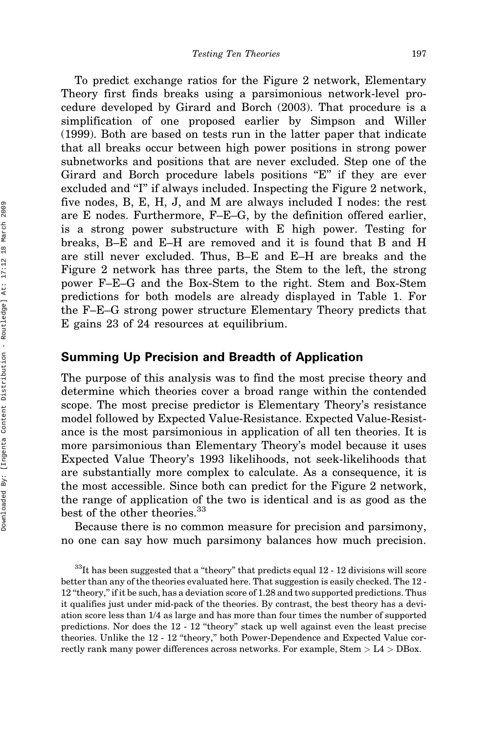To predict exchange ratios for the Figure 2 network, Elementary Theory first finds breaks using a parsimonious network-level procedure developed by Girard and Borch (2003). That procedure is a simplification of one proposed earlier by Simpson and Willer (1999). Both are based on tests run in the latter paper that indicate that all breaks occur between high power positions in strong power subnetworks and positions that are never excluded. Step one of the Girard and Borch procedure labels positions "E" if they are ever excluded and "I" if always included. Inspecting the Figure 2 network, five nodes, B, E, H, J, and M are always included I nodes: the rest are E nodes. Furthermore, F–E–G, by the definition offered earlier, is a strong power substructure with E high power. Testing for breaks, B–E and E–H are removed and it is found that B and H are still never excluded. Thus, B–E and E–H are breaks and the Figure 2 network has three parts, the Stem to the left, the strong power F–E–G and the Box-Stem to the right. Stem and Box-Stem predictions for both models are already displayed in Table 1. For the F–E–G strong power structure Elementary Theory predicts that E gains 23 of 24 resources at equilibrium.

## Summing Up Precision and Breadth of Application

The purpose of this analysis was to find the most precise theory and determine which theories cover a broad range within the contended scope. The most precise predictor is Elementary Theory's resistance model followed by Expected Value-Resistance. Expected Value-Resistance is the most parsimonious in application of all ten theories. It is more parsimonious than Elementary Theory's model because it uses Expected Value Theory's 1993 likelihoods, not seek-likelihoods that are substantially more complex to calculate. As a consequence, it is the most accessible. Since both can predict for the Figure 2 network, the range of application of the two is identical and is as good as the best of the other theories.[33]

Because there is no common measure for precision and parsimony, no one can say how much parsimony balances how much precision.

[33] It has been suggested that a "theory" that predicts equal 12 - 12 divisions will score better than any of the theories evaluated here. That suggestion is easily checked. The 12 - 12 "theory," if it be such, has a deviation score of 1.28 and two supported predictions. Thus it qualifies just under mid-pack of the theories. By contrast, the best theory has a deviation score less than 1/4 as large and has more than four times the number of supported predictions. Nor does the 12 - 12 "theory" stack up well against even the least precise theories. Unlike the 12 - 12 "theory," both Power-Dependence and Expected Value correctly rank many power differences across networks. For example, Stem > L4 > DBox.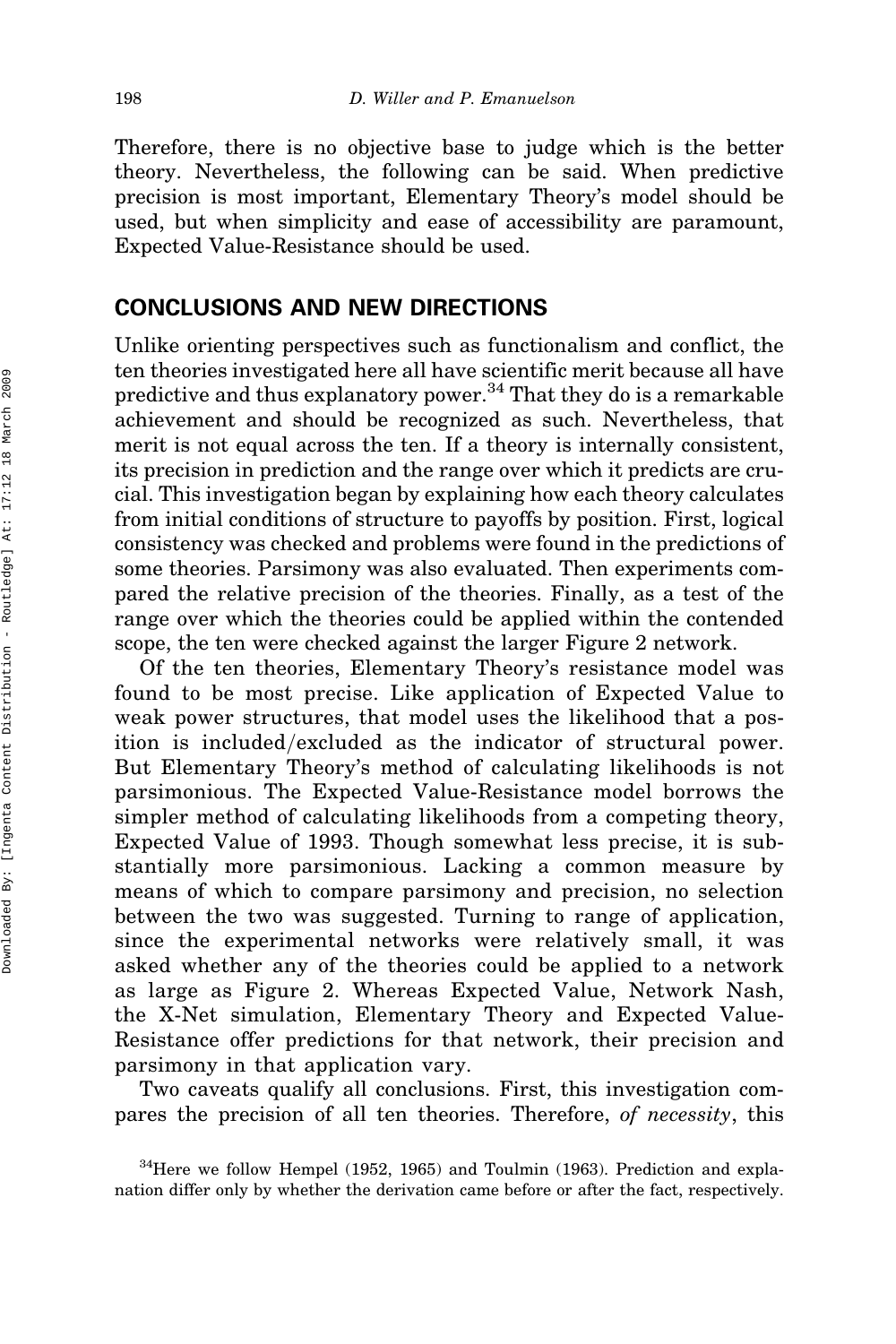Therefore, there is no objective base to judge which is the better theory. Nevertheless, the following can be said. When predictive precision is most important, Elementary Theory's model should be used, but when simplicity and ease of accessibility are paramount, Expected Value-Resistance should be used.

## CONCLUSIONS AND NEW DIRECTIONS

Unlike orienting perspectives such as functionalism and conflict, the ten theories investigated here all have scientific merit because all have predictive and thus explanatory power.[34] That they do is a remarkable achievement and should be recognized as such. Nevertheless, that merit is not equal across the ten. If a theory is internally consistent, its precision in prediction and the range over which it predicts are crucial. This investigation began by explaining how each theory calculates from initial conditions of structure to payoffs by position. First, logical consistency was checked and problems were found in the predictions of some theories. Parsimony was also evaluated. Then experiments compared the relative precision of the theories. Finally, as a test of the range over which the theories could be applied within the contended scope, the ten were checked against the larger Figure 2 network.

Of the ten theories, Elementary Theory's resistance model was found to be most precise. Like application of Expected Value to weak power structures, that model uses the likelihood that a position is included/excluded as the indicator of structural power. But Elementary Theory's method of calculating likelihoods is not parsimonious. The Expected Value-Resistance model borrows the simpler method of calculating likelihoods from a competing theory, Expected Value of 1993. Though somewhat less precise, it is substantially more parsimonious. Lacking a common measure by means of which to compare parsimony and precision, no selection between the two was suggested. Turning to range of application, since the experimental networks were relatively small, it was asked whether any of the theories could be applied to a network as large as Figure 2. Whereas Expected Value, Network Nash, the X-Net simulation, Elementary Theory and Expected Value-Resistance offer predictions for that network, their precision and parsimony in that application vary.

Two caveats qualify all conclusions. First, this investigation compares the precision of all ten theories. Therefore, *of necessity*, this

[34]Here we follow Hempel (1952, 1965) and Toulmin (1963). Prediction and explanation differ only by whether the derivation came before or after the fact, respectively.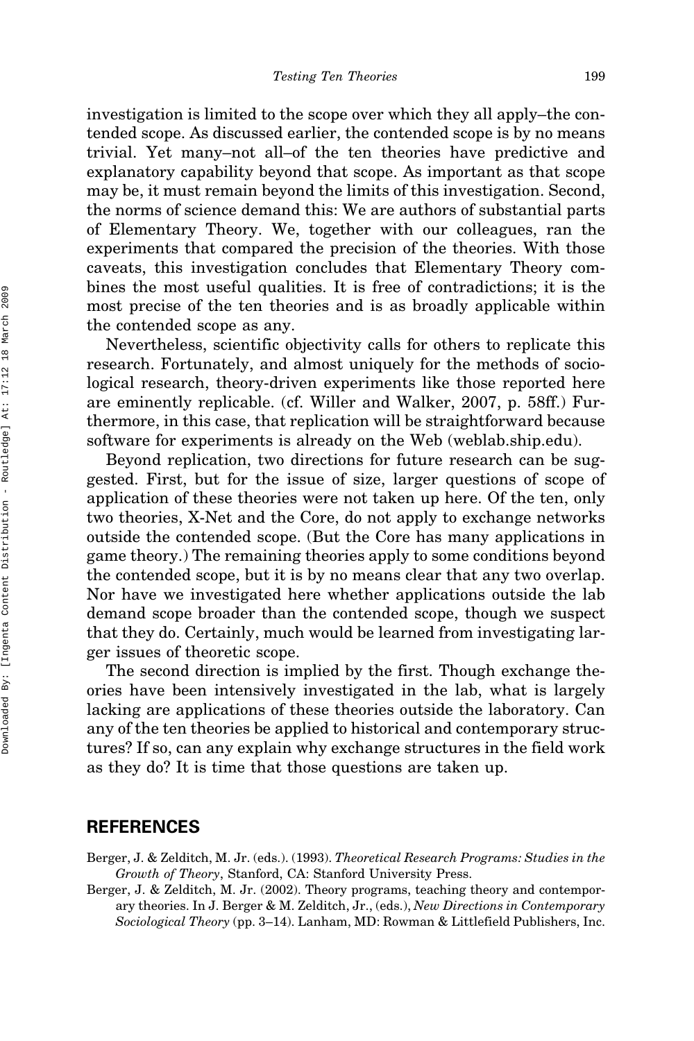investigation is limited to the scope over which they all apply–the contended scope. As discussed earlier, the contended scope is by no means trivial. Yet many–not all–of the ten theories have predictive and explanatory capability beyond that scope. As important as that scope may be, it must remain beyond the limits of this investigation. Second, the norms of science demand this: We are authors of substantial parts of Elementary Theory. We, together with our colleagues, ran the experiments that compared the precision of the theories. With those caveats, this investigation concludes that Elementary Theory combines the most useful qualities. It is free of contradictions; it is the most precise of the ten theories and is as broadly applicable within the contended scope as any.

Nevertheless, scientific objectivity calls for others to replicate this research. Fortunately, and almost uniquely for the methods of sociological research, theory-driven experiments like those reported here are eminently replicable. (cf. Willer and Walker, 2007, p. 58ff.) Furthermore, in this case, that replication will be straightforward because software for experiments is already on the Web (weblab.ship.edu).

Beyond replication, two directions for future research can be suggested. First, but for the issue of size, larger questions of scope of application of these theories were not taken up here. Of the ten, only two theories, X-Net and the Core, do not apply to exchange networks outside the contended scope. (But the Core has many applications in game theory.) The remaining theories apply to some conditions beyond the contended scope, but it is by no means clear that any two overlap. Nor have we investigated here whether applications outside the lab demand scope broader than the contended scope, though we suspect that they do. Certainly, much would be learned from investigating larger issues of theoretic scope.

The second direction is implied by the first. Though exchange theories have been intensively investigated in the lab, what is largely lacking are applications of these theories outside the laboratory. Can any of the ten theories be applied to historical and contemporary structures? If so, can any explain why exchange structures in the field work as they do? It is time that those questions are taken up.

## REFERENCES

Berger, J. & Zelditch, M. Jr. (eds.). (1993). *Theoretical Research Programs: Studies in the Growth of Theory*, Stanford, CA: Stanford University Press.

Berger, J. & Zelditch, M. Jr. (2002). Theory programs, teaching theory and contemporary theories. In J. Berger & M. Zelditch, Jr., (eds.), *New Directions in Contemporary Sociological Theory* (pp. 3–14). Lanham, MD: Rowman & Littlefield Publishers, Inc.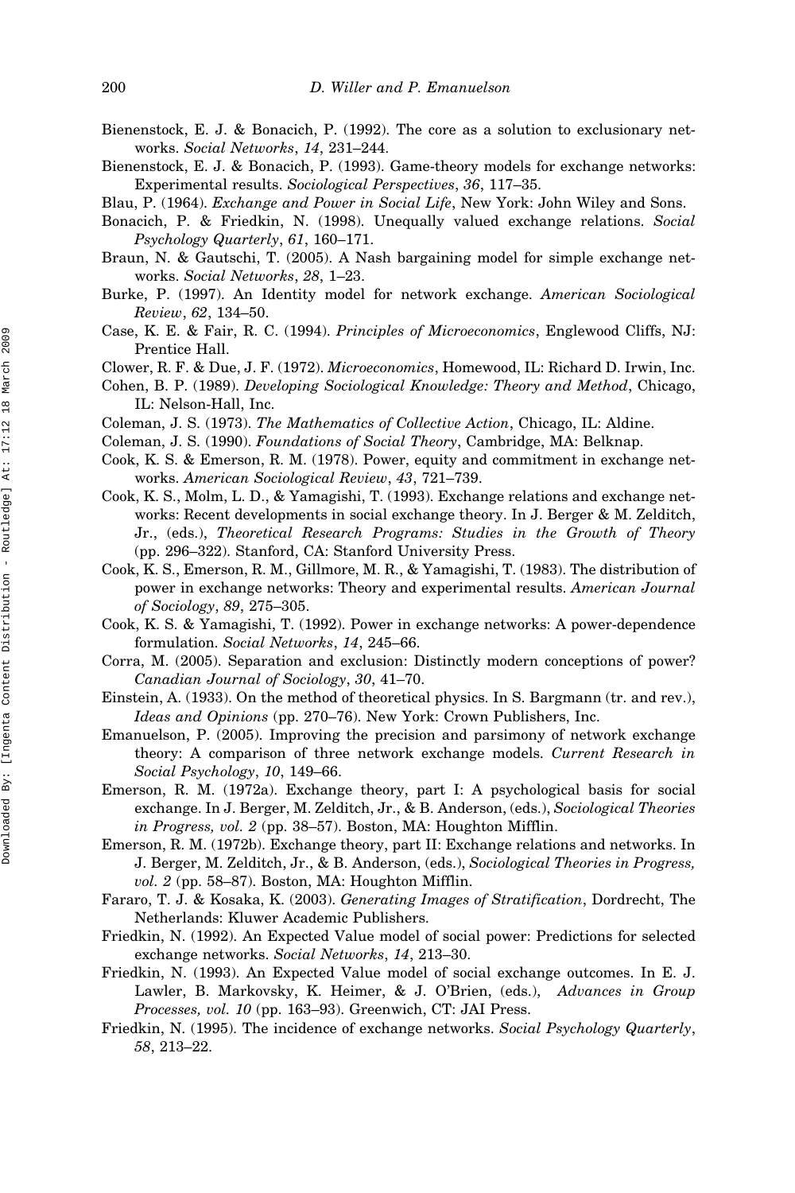Bienenstock, E. J. & Bonacich, P. (1992). The core as a solution to exclusionary networks. *Social Networks*, *14*, 231–244.

Bienenstock, E. J. & Bonacich, P. (1993). Game-theory models for exchange networks: Experimental results. *Sociological Perspectives*, *36*, 117–35.

Blau, P. (1964). *Exchange and Power in Social Life*, New York: John Wiley and Sons.

Bonacich, P. & Friedkin, N. (1998). Unequally valued exchange relations. *Social Psychology Quarterly*, *61*, 160–171.

Braun, N. & Gautschi, T. (2005). A Nash bargaining model for simple exchange networks. *Social Networks*, *28*, 1–23.

Burke, P. (1997). An Identity model for network exchange. *American Sociological Review*, *62*, 134–50.

Case, K. E. & Fair, R. C. (1994). *Principles of Microeconomics*, Englewood Cliffs, NJ: Prentice Hall.

Clower, R. F. & Due, J. F. (1972). *Microeconomics*, Homewood, IL: Richard D. Irwin, Inc.

Cohen, B. P. (1989). *Developing Sociological Knowledge: Theory and Method*, Chicago, IL: Nelson-Hall, Inc.

Coleman, J. S. (1973). *The Mathematics of Collective Action*, Chicago, IL: Aldine.

Coleman, J. S. (1990). *Foundations of Social Theory*, Cambridge, MA: Belknap.

Cook, K. S. & Emerson, R. M. (1978). Power, equity and commitment in exchange networks. *American Sociological Review*, *43*, 721–739.

Cook, K. S., Molm, L. D., & Yamagishi, T. (1993). Exchange relations and exchange networks: Recent developments in social exchange theory. In J. Berger & M. Zelditch, Jr., (eds.), *Theoretical Research Programs: Studies in the Growth of Theory* (pp. 296–322). Stanford, CA: Stanford University Press.

Cook, K. S., Emerson, R. M., Gillmore, M. R., & Yamagishi, T. (1983). The distribution of power in exchange networks: Theory and experimental results. *American Journal of Sociology*, *89*, 275–305.

Cook, K. S. & Yamagishi, T. (1992). Power in exchange networks: A power-dependence formulation. *Social Networks*, *14*, 245–66.

Corra, M. (2005). Separation and exclusion: Distinctly modern conceptions of power? *Canadian Journal of Sociology*, *30*, 41–70.

Einstein, A. (1933). On the method of theoretical physics. In S. Bargmann (tr. and rev.), *Ideas and Opinions* (pp. 270–76). New York: Crown Publishers, Inc.

Emanuelson, P. (2005). Improving the precision and parsimony of network exchange theory: A comparison of three network exchange models. *Current Research in Social Psychology*, *10*, 149–66.

Emerson, R. M. (1972a). Exchange theory, part I: A psychological basis for social exchange. In J. Berger, M. Zelditch, Jr., & B. Anderson, (eds.), *Sociological Theories in Progress, vol. 2* (pp. 38–57). Boston, MA: Houghton Mifflin.

Emerson, R. M. (1972b). Exchange theory, part II: Exchange relations and networks. In J. Berger, M. Zelditch, Jr., & B. Anderson, (eds.), *Sociological Theories in Progress, vol. 2* (pp. 58–87). Boston, MA: Houghton Mifflin.

Fararo, T. J. & Kosaka, K. (2003). *Generating Images of Stratification*, Dordrecht, The Netherlands: Kluwer Academic Publishers.

Friedkin, N. (1992). An Expected Value model of social power: Predictions for selected exchange networks. *Social Networks*, *14*, 213–30.

Friedkin, N. (1993). An Expected Value model of social exchange outcomes. In E. J. Lawler, B. Markovsky, K. Heimer, & J. O'Brien, (eds.), *Advances in Group Processes, vol. 10* (pp. 163–93). Greenwich, CT: JAI Press.

Friedkin, N. (1995). The incidence of exchange networks. *Social Psychology Quarterly*, *58*, 213–22.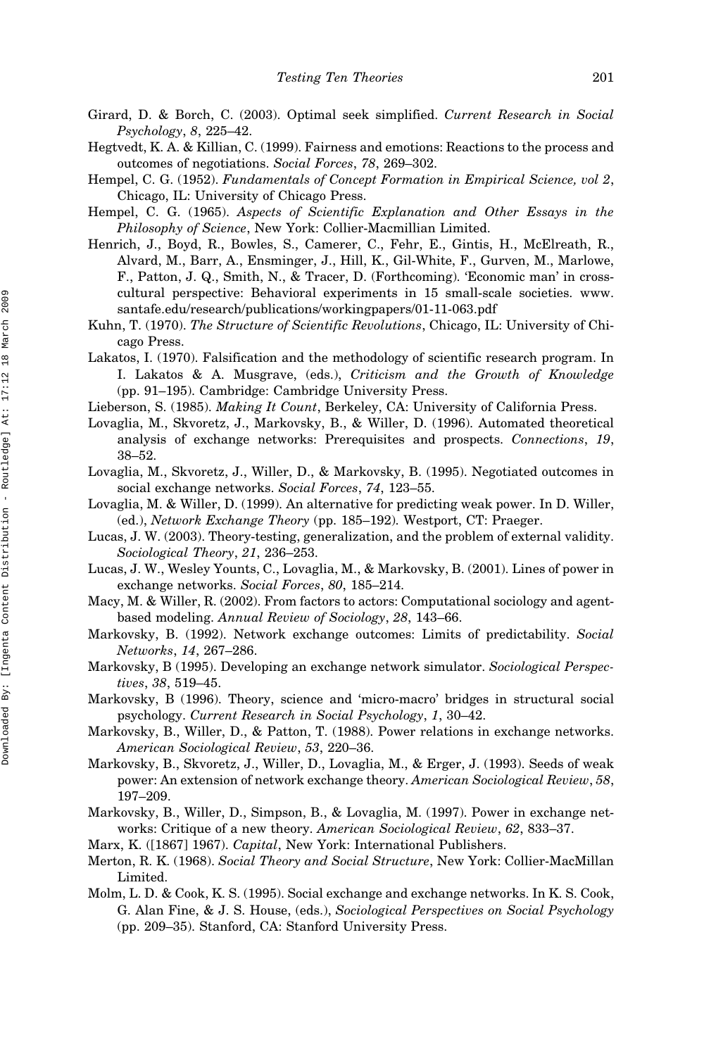Girard, D. & Borch, C. (2003). Optimal seek simplified. *Current Research in Social Psychology*, *8*, 225–42.

Hegtvedt, K. A. & Killian, C. (1999). Fairness and emotions: Reactions to the process and outcomes of negotiations. *Social Forces*, *78*, 269–302.

Hempel, C. G. (1952). *Fundamentals of Concept Formation in Empirical Science, vol 2*, Chicago, IL: University of Chicago Press.

Hempel, C. G. (1965). *Aspects of Scientific Explanation and Other Essays in the Philosophy of Science*, New York: Collier-Macmillian Limited.

Henrich, J., Boyd, R., Bowles, S., Camerer, C., Fehr, E., Gintis, H., McElreath, R., Alvard, M., Barr, A., Ensminger, J., Hill, K., Gil-White, F., Gurven, M., Marlowe, F., Patton, J. Q., Smith, N., & Tracer, D. (Forthcoming). 'Economic man' in cross-cultural perspective: Behavioral experiments in 15 small-scale societies. www.santafe.edu/research/publications/workingpapers/01-11-063.pdf

Kuhn, T. (1970). *The Structure of Scientific Revolutions*, Chicago, IL: University of Chicago Press.

Lakatos, I. (1970). Falsification and the methodology of scientific research program. In I. Lakatos & A. Musgrave, (eds.), *Criticism and the Growth of Knowledge* (pp. 91–195). Cambridge: Cambridge University Press.

Lieberson, S. (1985). *Making It Count*, Berkeley, CA: University of California Press.

Lovaglia, M., Skvoretz, J., Markovsky, B., & Willer, D. (1996). Automated theoretical analysis of exchange networks: Prerequisites and prospects. *Connections*, *19*, 38–52.

Lovaglia, M., Skvoretz, J., Willer, D., & Markovsky, B. (1995). Negotiated outcomes in social exchange networks. *Social Forces*, *74*, 123–55.

Lovaglia, M. & Willer, D. (1999). An alternative for predicting weak power. In D. Willer, (ed.), *Network Exchange Theory* (pp. 185–192). Westport, CT: Praeger.

Lucas, J. W. (2003). Theory-testing, generalization, and the problem of external validity. *Sociological Theory*, *21*, 236–253.

Lucas, J. W., Wesley Younts, C., Lovaglia, M., & Markovsky, B. (2001). Lines of power in exchange networks. *Social Forces*, *80*, 185–214.

Macy, M. & Willer, R. (2002). From factors to actors: Computational sociology and agent-based modeling. *Annual Review of Sociology*, *28*, 143–66.

Markovsky, B. (1992). Network exchange outcomes: Limits of predictability. *Social Networks*, *14*, 267–286.

Markovsky, B (1995). Developing an exchange network simulator. *Sociological Perspectives*, *38*, 519–45.

Markovsky, B (1996). Theory, science and 'micro-macro' bridges in structural social psychology. *Current Research in Social Psychology*, *1*, 30–42.

Markovsky, B., Willer, D., & Patton, T. (1988). Power relations in exchange networks. *American Sociological Review*, *53*, 220–36.

Markovsky, B., Skvoretz, J., Willer, D., Lovaglia, M., & Erger, J. (1993). Seeds of weak power: An extension of network exchange theory. *American Sociological Review*, *58*, 197–209.

Markovsky, B., Willer, D., Simpson, B., & Lovaglia, M. (1997). Power in exchange networks: Critique of a new theory. *American Sociological Review*, *62*, 833–37.

Marx, K. ([1867] 1967). *Capital*, New York: International Publishers.

Merton, R. K. (1968). *Social Theory and Social Structure*, New York: Collier-MacMillan Limited.

Molm, L. D. & Cook, K. S. (1995). Social exchange and exchange networks. In K. S. Cook, G. Alan Fine, & J. S. House, (eds.), *Sociological Perspectives on Social Psychology* (pp. 209–35). Stanford, CA: Stanford University Press.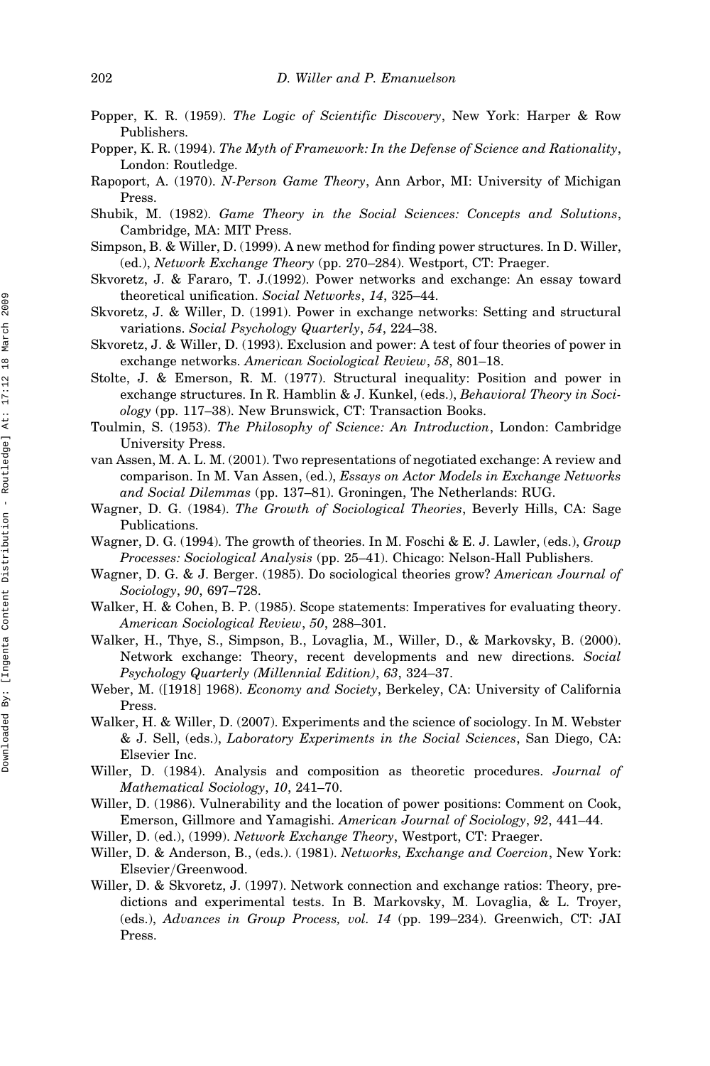Popper, K. R. (1959). *The Logic of Scientific Discovery*, New York: Harper & Row Publishers.

Popper, K. R. (1994). *The Myth of Framework: In the Defense of Science and Rationality*, London: Routledge.

Rapoport, A. (1970). *N-Person Game Theory*, Ann Arbor, MI: University of Michigan Press.

Shubik, M. (1982). *Game Theory in the Social Sciences: Concepts and Solutions*, Cambridge, MA: MIT Press.

Simpson, B. & Willer, D. (1999). A new method for finding power structures. In D. Willer, (ed.), *Network Exchange Theory* (pp. 270–284). Westport, CT: Praeger.

Skvoretz, J. & Fararo, T. J.(1992). Power networks and exchange: An essay toward theoretical unification. *Social Networks*, *14*, 325–44.

Skvoretz, J. & Willer, D. (1991). Power in exchange networks: Setting and structural variations. *Social Psychology Quarterly*, *54*, 224–38.

Skvoretz, J. & Willer, D. (1993). Exclusion and power: A test of four theories of power in exchange networks. *American Sociological Review*, *58*, 801–18.

Stolte, J. & Emerson, R. M. (1977). Structural inequality: Position and power in exchange structures. In R. Hamblin & J. Kunkel, (eds.), *Behavioral Theory in Sociology* (pp. 117–38). New Brunswick, CT: Transaction Books.

Toulmin, S. (1953). *The Philosophy of Science: An Introduction*, London: Cambridge University Press.

van Assen, M. A. L. M. (2001). Two representations of negotiated exchange: A review and comparison. In M. Van Assen, (ed.), *Essays on Actor Models in Exchange Networks and Social Dilemmas* (pp. 137–81). Groningen, The Netherlands: RUG.

Wagner, D. G. (1984). *The Growth of Sociological Theories*, Beverly Hills, CA: Sage Publications.

Wagner, D. G. (1994). The growth of theories. In M. Foschi & E. J. Lawler, (eds.), *Group Processes: Sociological Analysis* (pp. 25–41). Chicago: Nelson-Hall Publishers.

Wagner, D. G. & J. Berger. (1985). Do sociological theories grow? *American Journal of Sociology*, *90*, 697–728.

Walker, H. & Cohen, B. P. (1985). Scope statements: Imperatives for evaluating theory. *American Sociological Review*, *50*, 288–301.

Walker, H., Thye, S., Simpson, B., Lovaglia, M., Willer, D., & Markovsky, B. (2000). Network exchange: Theory, recent developments and new directions. *Social Psychology Quarterly (Millennial Edition)*, *63*, 324–37.

Weber, M. ([1918] 1968). *Economy and Society*, Berkeley, CA: University of California Press.

Walker, H. & Willer, D. (2007). Experiments and the science of sociology. In M. Webster & J. Sell, (eds.), *Laboratory Experiments in the Social Sciences*, San Diego, CA: Elsevier Inc.

Willer, D. (1984). Analysis and composition as theoretic procedures. *Journal of Mathematical Sociology*, *10*, 241–70.

Willer, D. (1986). Vulnerability and the location of power positions: Comment on Cook, Emerson, Gillmore and Yamagishi. *American Journal of Sociology*, *92*, 441–44.

Willer, D. (ed.), (1999). *Network Exchange Theory*, Westport, CT: Praeger.

Willer, D. & Anderson, B., (eds.). (1981). *Networks, Exchange and Coercion*, New York: Elsevier/Greenwood.

Willer, D. & Skvoretz, J. (1997). Network connection and exchange ratios: Theory, predictions and experimental tests. In B. Markovsky, M. Lovaglia, & L. Troyer, (eds.), *Advances in Group Process, vol. 14* (pp. 199–234). Greenwich, CT: JAI Press.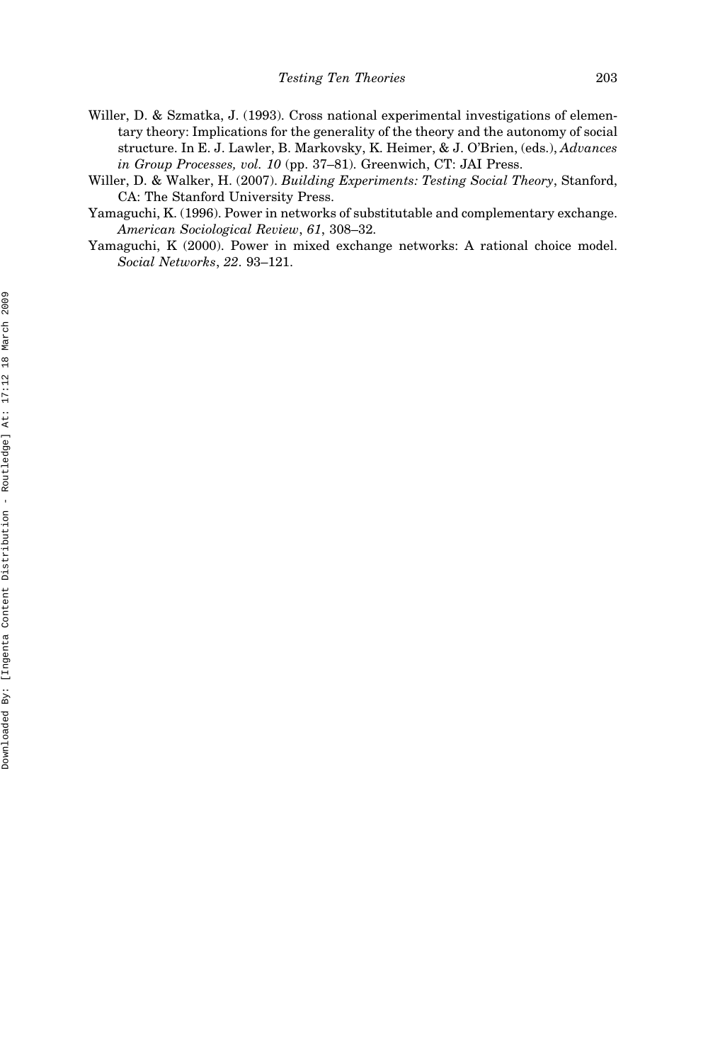Willer, D. & Szmatka, J. (1993). Cross national experimental investigations of elementary theory: Implications for the generality of the theory and the autonomy of social structure. In E. J. Lawler, B. Markovsky, K. Heimer, & J. O'Brien, (eds.), *Advances in Group Processes, vol. 10* (pp. 37–81). Greenwich, CT: JAI Press.

Willer, D. & Walker, H. (2007). *Building Experiments: Testing Social Theory*, Stanford, CA: The Stanford University Press.

Yamaguchi, K. (1996). Power in networks of substitutable and complementary exchange. *American Sociological Review*, *61*, 308–32.

Yamaguchi, K (2000). Power in mixed exchange networks: A rational choice model. *Social Networks*, *22*. 93–121.